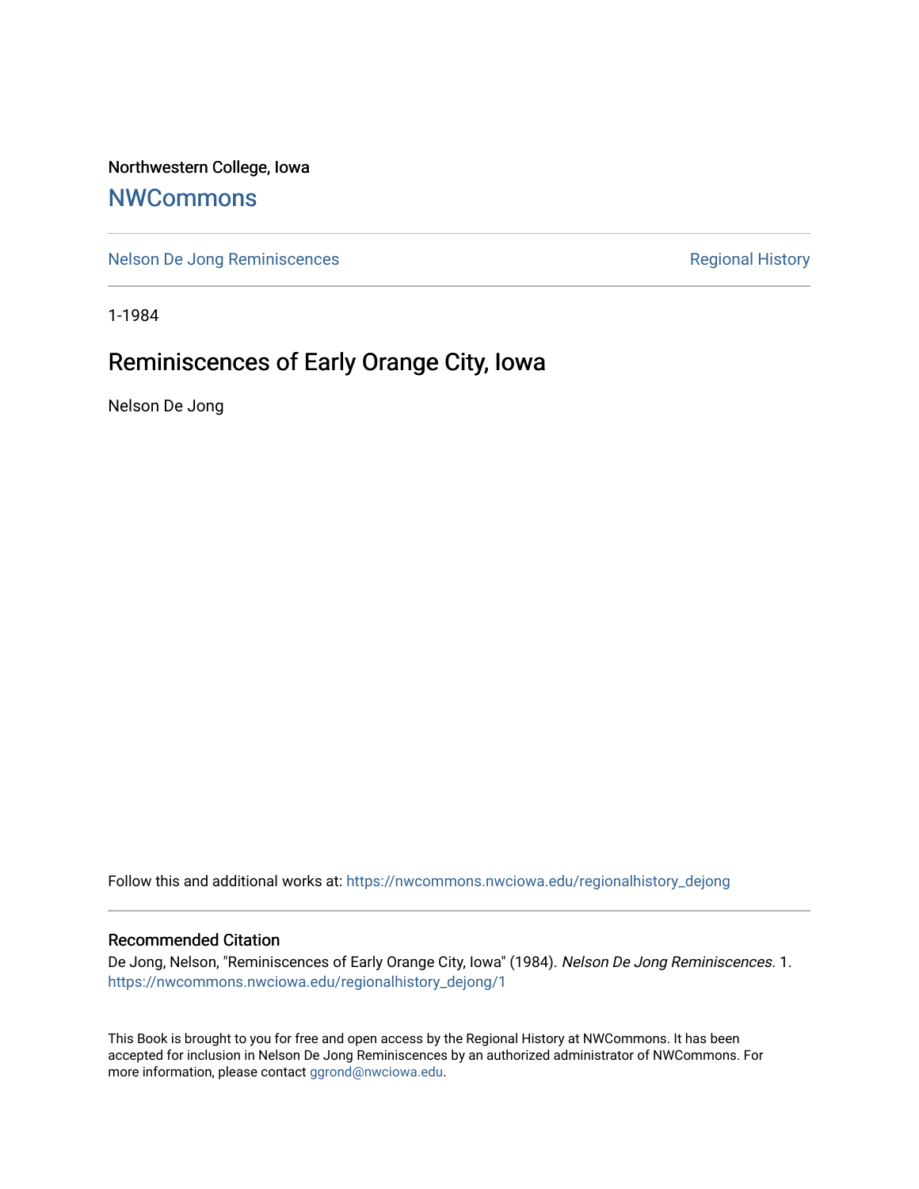Northwestern College, Iowa

# NWCommons

Nelson De Jong Reminiscences | Regional History

1-1984

## Reminiscences of Early Orange City, Iowa

Nelson De Jong

Follow this and additional works at: https://nwcommons.nwciowa.edu/regionalhistory_dejong

### Recommended Citation

De Jong, Nelson, "Reminiscences of Early Orange City, Iowa" (1984). *Nelson De Jong Reminiscences*. 1. https://nwcommons.nwciowa.edu/regionalhistory_dejong/1

This Book is brought to you for free and open access by the Regional History at NWCommons. It has been accepted for inclusion in Nelson De Jong Reminiscences by an authorized administrator of NWCommons. For more information, please contact ggrond@nwciowa.edu.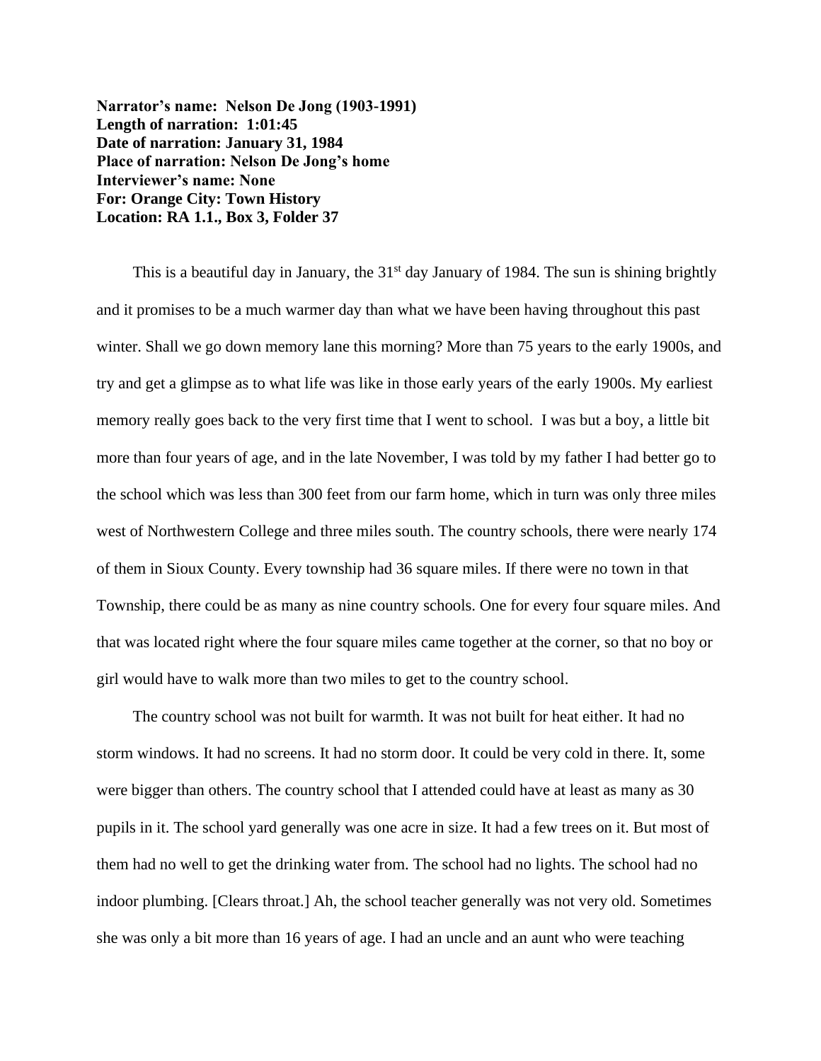**Narrator's name: Nelson De Jong (1903-1991)**
**Length of narration: 1:01:45**
**Date of narration: January 31, 1984**
**Place of narration: Nelson De Jong's home**
**Interviewer's name: None**
**For: Orange City: Town History**
**Location: RA 1.1., Box 3, Folder 37**

This is a beautiful day in January, the 31st day January of 1984. The sun is shining brightly and it promises to be a much warmer day than what we have been having throughout this past winter. Shall we go down memory lane this morning? More than 75 years to the early 1900s, and try and get a glimpse as to what life was like in those early years of the early 1900s. My earliest memory really goes back to the very first time that I went to school. I was but a boy, a little bit more than four years of age, and in the late November, I was told by my father I had better go to the school which was less than 300 feet from our farm home, which in turn was only three miles west of Northwestern College and three miles south. The country schools, there were nearly 174 of them in Sioux County. Every township had 36 square miles. If there were no town in that Township, there could be as many as nine country schools. One for every four square miles. And that was located right where the four square miles came together at the corner, so that no boy or girl would have to walk more than two miles to get to the country school.

The country school was not built for warmth. It was not built for heat either. It had no storm windows. It had no screens. It had no storm door. It could be very cold in there. It, some were bigger than others. The country school that I attended could have at least as many as 30 pupils in it. The school yard generally was one acre in size. It had a few trees on it. But most of them had no well to get the drinking water from. The school had no lights. The school had no indoor plumbing. [Clears throat.] Ah, the school teacher generally was not very old. Sometimes she was only a bit more than 16 years of age. I had an uncle and an aunt who were teaching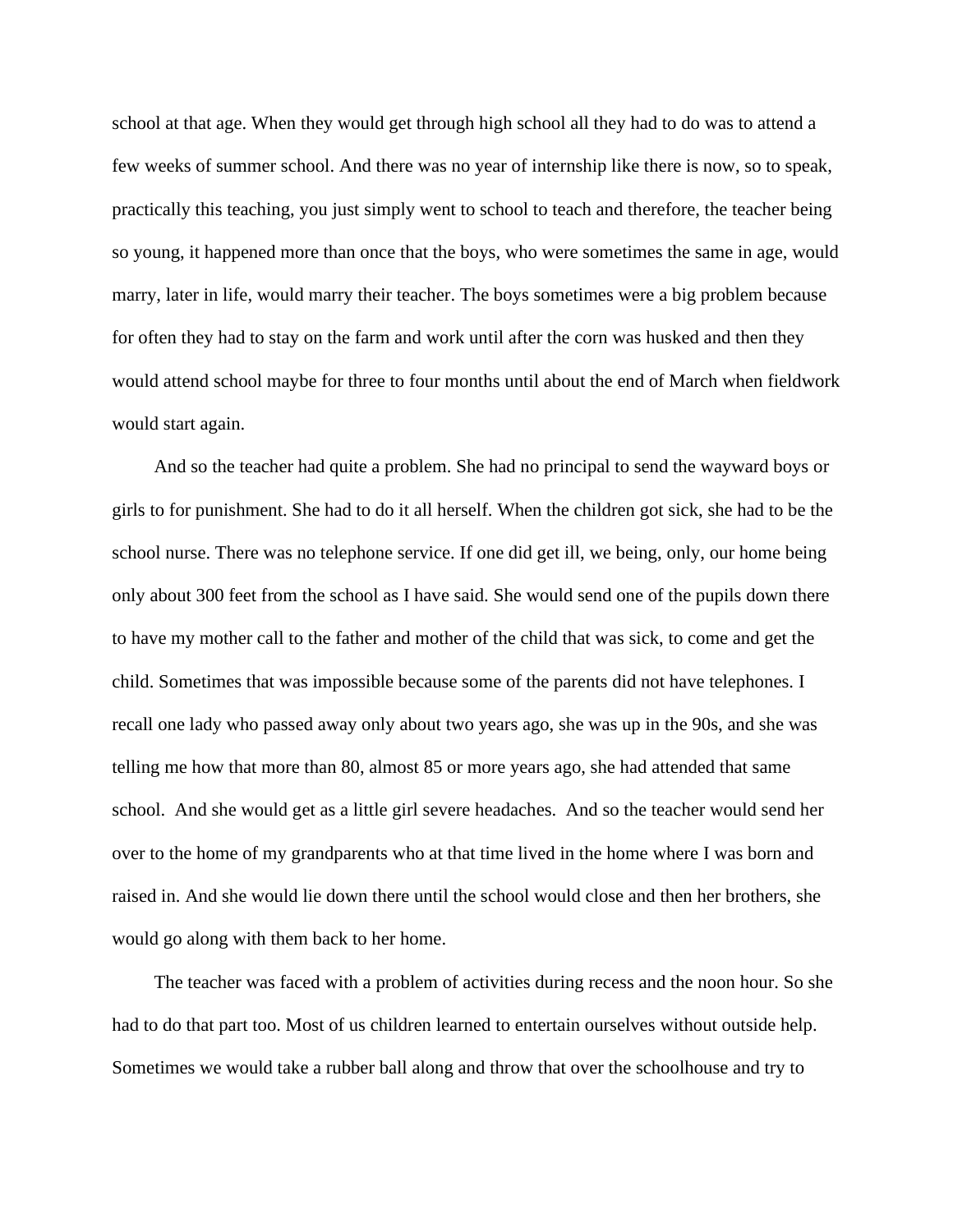school at that age. When they would get through high school all they had to do was to attend a few weeks of summer school. And there was no year of internship like there is now, so to speak, practically this teaching, you just simply went to school to teach and therefore, the teacher being so young, it happened more than once that the boys, who were sometimes the same in age, would marry, later in life, would marry their teacher. The boys sometimes were a big problem because for often they had to stay on the farm and work until after the corn was husked and then they would attend school maybe for three to four months until about the end of March when fieldwork would start again.

And so the teacher had quite a problem. She had no principal to send the wayward boys or girls to for punishment. She had to do it all herself. When the children got sick, she had to be the school nurse. There was no telephone service. If one did get ill, we being, only, our home being only about 300 feet from the school as I have said. She would send one of the pupils down there to have my mother call to the father and mother of the child that was sick, to come and get the child. Sometimes that was impossible because some of the parents did not have telephones. I recall one lady who passed away only about two years ago, she was up in the 90s, and she was telling me how that more than 80, almost 85 or more years ago, she had attended that same school. And she would get as a little girl severe headaches. And so the teacher would send her over to the home of my grandparents who at that time lived in the home where I was born and raised in. And she would lie down there until the school would close and then her brothers, she would go along with them back to her home.

The teacher was faced with a problem of activities during recess and the noon hour. So she had to do that part too. Most of us children learned to entertain ourselves without outside help. Sometimes we would take a rubber ball along and throw that over the schoolhouse and try to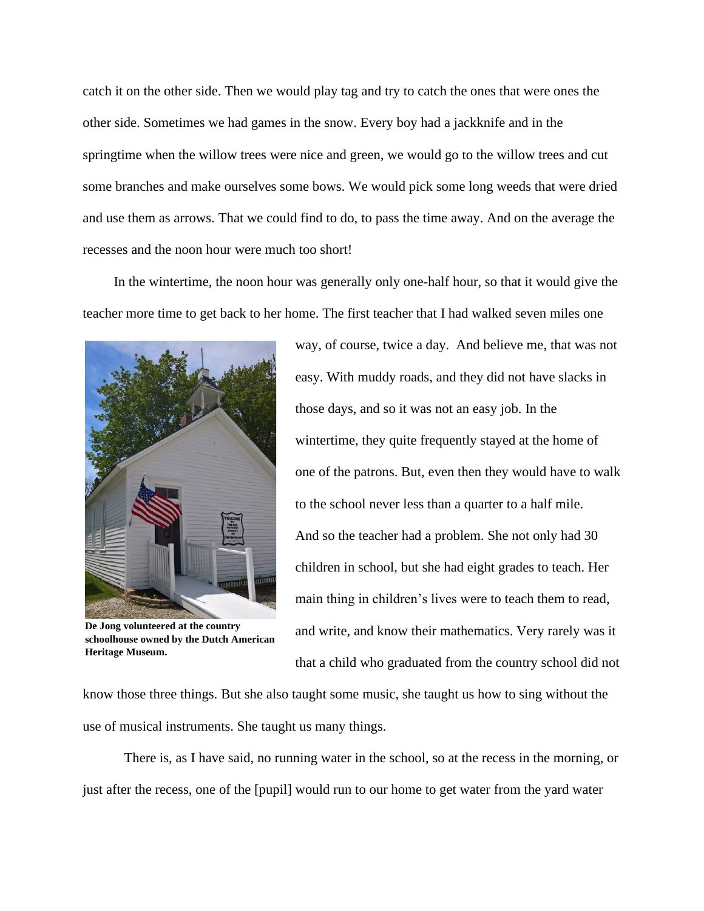catch it on the other side. Then we would play tag and try to catch the ones that were ones the other side. Sometimes we had games in the snow. Every boy had a jackknife and in the springtime when the willow trees were nice and green, we would go to the willow trees and cut some branches and make ourselves some bows. We would pick some long weeds that were dried and use them as arrows. That we could find to do, to pass the time away. And on the average the recesses and the noon hour were much too short!

In the wintertime, the noon hour was generally only one-half hour, so that it would give the teacher more time to get back to her home. The first teacher that I had walked seven miles one way, of course, twice a day. And believe me, that was not easy. With muddy roads, and they did not have slacks in those days, and so it was not an easy job. In the wintertime, they quite frequently stayed at the home of one of the patrons. But, even then they would have to walk to the school never less than a quarter to a half mile. And so the teacher had a problem. She not only had 30 children in school, but she had eight grades to teach. Her main thing in children's lives were to teach them to read, and write, and know their mathematics. Very rarely was it that a child who graduated from the country school did not know those three things. But she also taught some music, she taught us how to sing without the use of musical instruments. She taught us many things.

**De Jong volunteered at the country schoolhouse owned by the Dutch American Heritage Museum.**

There is, as I have said, no running water in the school, so at the recess in the morning, or just after the recess, one of the [pupil] would run to our home to get water from the yard water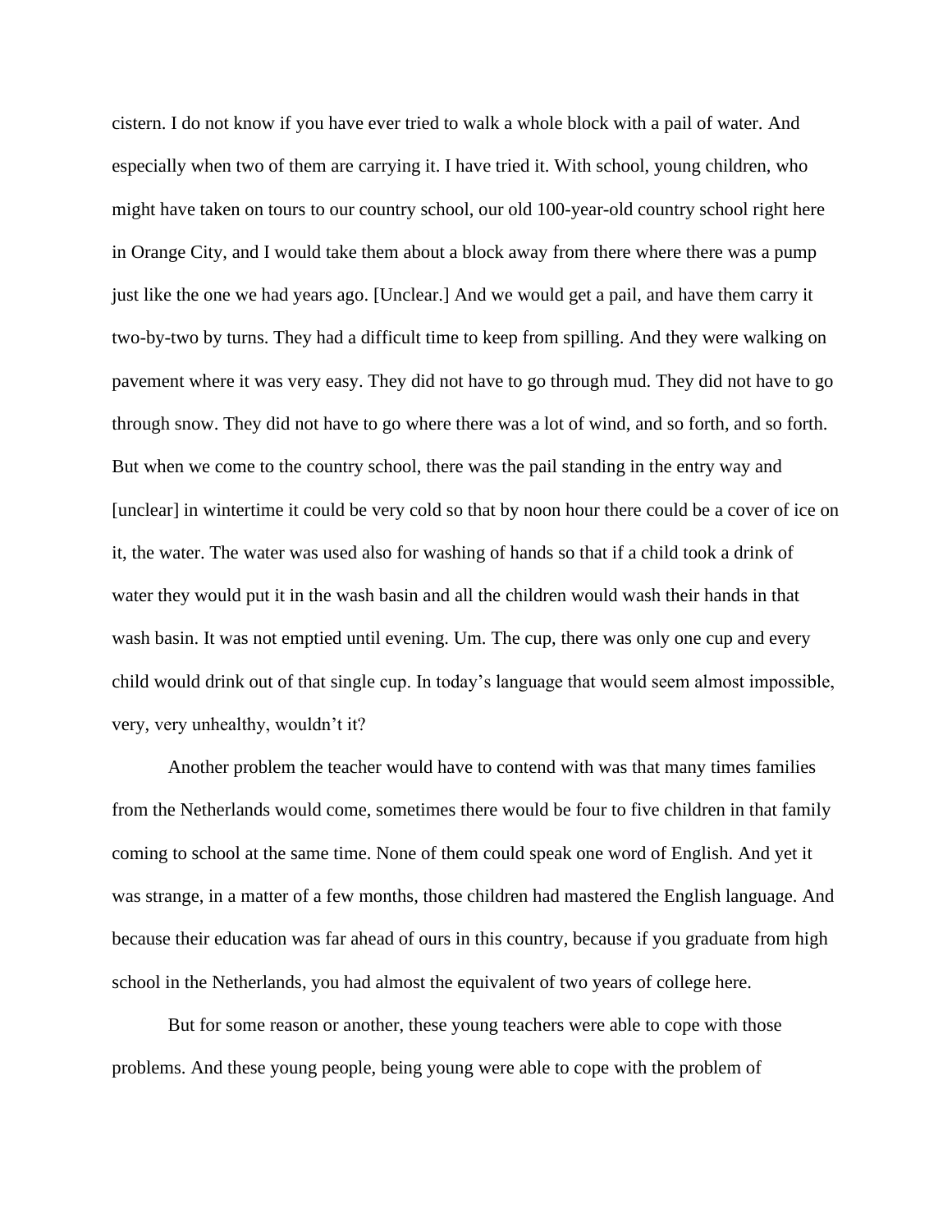cistern. I do not know if you have ever tried to walk a whole block with a pail of water. And especially when two of them are carrying it. I have tried it. With school, young children, who might have taken on tours to our country school, our old 100-year-old country school right here in Orange City, and I would take them about a block away from there where there was a pump just like the one we had years ago. [Unclear.] And we would get a pail, and have them carry it two-by-two by turns. They had a difficult time to keep from spilling. And they were walking on pavement where it was very easy. They did not have to go through mud. They did not have to go through snow. They did not have to go where there was a lot of wind, and so forth, and so forth. But when we come to the country school, there was the pail standing in the entry way and [unclear] in wintertime it could be very cold so that by noon hour there could be a cover of ice on it, the water. The water was used also for washing of hands so that if a child took a drink of water they would put it in the wash basin and all the children would wash their hands in that wash basin. It was not emptied until evening. Um. The cup, there was only one cup and every child would drink out of that single cup. In today's language that would seem almost impossible, very, very unhealthy, wouldn't it?

Another problem the teacher would have to contend with was that many times families from the Netherlands would come, sometimes there would be four to five children in that family coming to school at the same time. None of them could speak one word of English. And yet it was strange, in a matter of a few months, those children had mastered the English language. And because their education was far ahead of ours in this country, because if you graduate from high school in the Netherlands, you had almost the equivalent of two years of college here.

But for some reason or another, these young teachers were able to cope with those problems. And these young people, being young were able to cope with the problem of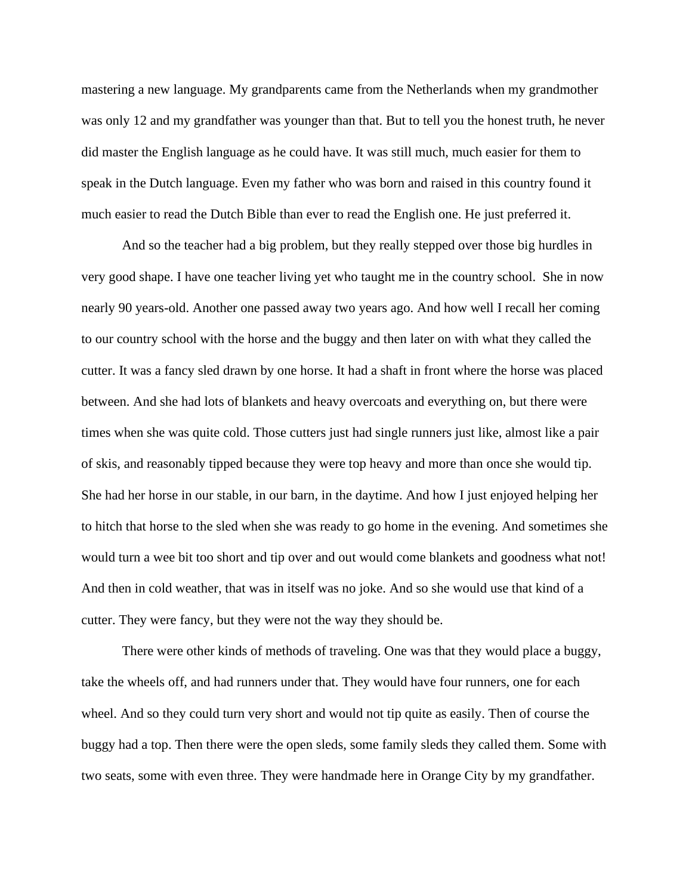mastering a new language. My grandparents came from the Netherlands when my grandmother was only 12 and my grandfather was younger than that. But to tell you the honest truth, he never did master the English language as he could have. It was still much, much easier for them to speak in the Dutch language. Even my father who was born and raised in this country found it much easier to read the Dutch Bible than ever to read the English one. He just preferred it.

And so the teacher had a big problem, but they really stepped over those big hurdles in very good shape. I have one teacher living yet who taught me in the country school. She in now nearly 90 years-old. Another one passed away two years ago. And how well I recall her coming to our country school with the horse and the buggy and then later on with what they called the cutter. It was a fancy sled drawn by one horse. It had a shaft in front where the horse was placed between. And she had lots of blankets and heavy overcoats and everything on, but there were times when she was quite cold. Those cutters just had single runners just like, almost like a pair of skis, and reasonably tipped because they were top heavy and more than once she would tip. She had her horse in our stable, in our barn, in the daytime. And how I just enjoyed helping her to hitch that horse to the sled when she was ready to go home in the evening. And sometimes she would turn a wee bit too short and tip over and out would come blankets and goodness what not! And then in cold weather, that was in itself was no joke. And so she would use that kind of a cutter. They were fancy, but they were not the way they should be.

There were other kinds of methods of traveling. One was that they would place a buggy, take the wheels off, and had runners under that. They would have four runners, one for each wheel. And so they could turn very short and would not tip quite as easily. Then of course the buggy had a top. Then there were the open sleds, some family sleds they called them. Some with two seats, some with even three. They were handmade here in Orange City by my grandfather.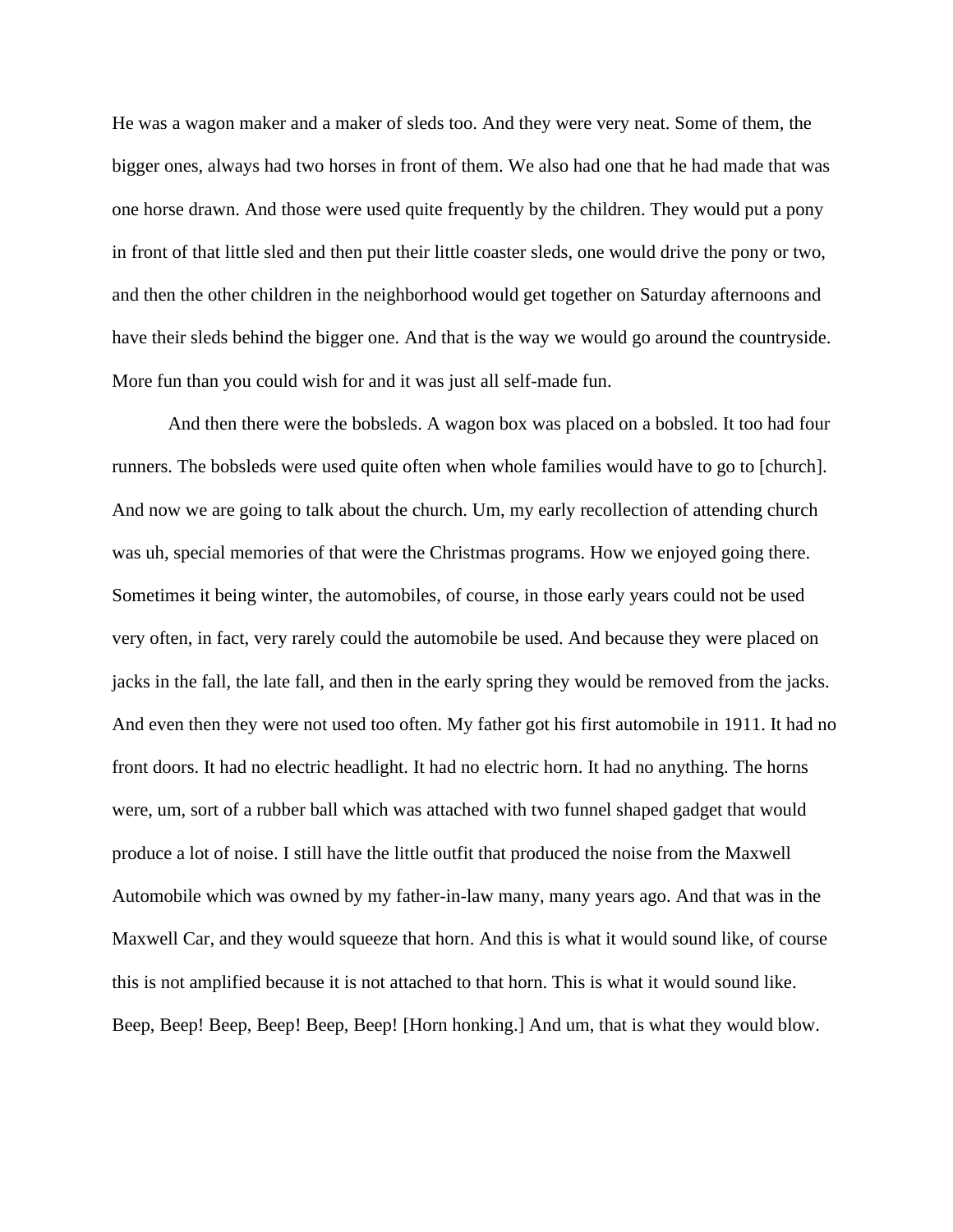He was a wagon maker and a maker of sleds too. And they were very neat. Some of them, the bigger ones, always had two horses in front of them. We also had one that he had made that was one horse drawn. And those were used quite frequently by the children. They would put a pony in front of that little sled and then put their little coaster sleds, one would drive the pony or two, and then the other children in the neighborhood would get together on Saturday afternoons and have their sleds behind the bigger one. And that is the way we would go around the countryside. More fun than you could wish for and it was just all self-made fun.

And then there were the bobsleds. A wagon box was placed on a bobsled. It too had four runners. The bobsleds were used quite often when whole families would have to go to [church]. And now we are going to talk about the church. Um, my early recollection of attending church was uh, special memories of that were the Christmas programs. How we enjoyed going there. Sometimes it being winter, the automobiles, of course, in those early years could not be used very often, in fact, very rarely could the automobile be used. And because they were placed on jacks in the fall, the late fall, and then in the early spring they would be removed from the jacks. And even then they were not used too often. My father got his first automobile in 1911. It had no front doors. It had no electric headlight. It had no electric horn. It had no anything. The horns were, um, sort of a rubber ball which was attached with two funnel shaped gadget that would produce a lot of noise. I still have the little outfit that produced the noise from the Maxwell Automobile which was owned by my father-in-law many, many years ago. And that was in the Maxwell Car, and they would squeeze that horn. And this is what it would sound like, of course this is not amplified because it is not attached to that horn. This is what it would sound like. Beep, Beep! Beep, Beep! Beep, Beep! [Horn honking.] And um, that is what they would blow.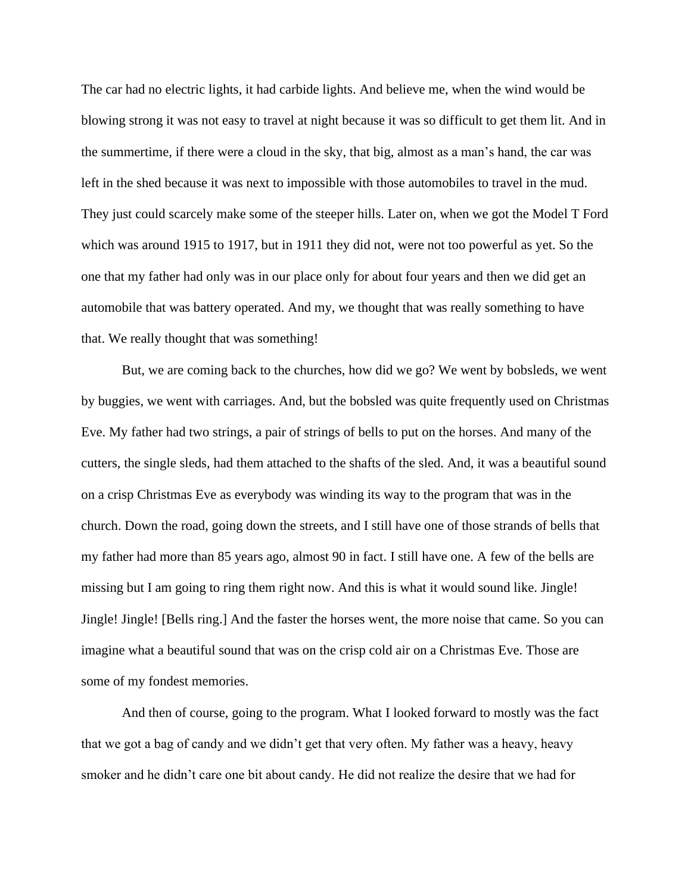The car had no electric lights, it had carbide lights. And believe me, when the wind would be blowing strong it was not easy to travel at night because it was so difficult to get them lit. And in the summertime, if there were a cloud in the sky, that big, almost as a man's hand, the car was left in the shed because it was next to impossible with those automobiles to travel in the mud. They just could scarcely make some of the steeper hills. Later on, when we got the Model T Ford which was around 1915 to 1917, but in 1911 they did not, were not too powerful as yet. So the one that my father had only was in our place only for about four years and then we did get an automobile that was battery operated. And my, we thought that was really something to have that. We really thought that was something!

But, we are coming back to the churches, how did we go? We went by bobsleds, we went by buggies, we went with carriages. And, but the bobsled was quite frequently used on Christmas Eve. My father had two strings, a pair of strings of bells to put on the horses. And many of the cutters, the single sleds, had them attached to the shafts of the sled. And, it was a beautiful sound on a crisp Christmas Eve as everybody was winding its way to the program that was in the church. Down the road, going down the streets, and I still have one of those strands of bells that my father had more than 85 years ago, almost 90 in fact. I still have one. A few of the bells are missing but I am going to ring them right now. And this is what it would sound like. Jingle! Jingle! Jingle! [Bells ring.] And the faster the horses went, the more noise that came. So you can imagine what a beautiful sound that was on the crisp cold air on a Christmas Eve. Those are some of my fondest memories.

And then of course, going to the program. What I looked forward to mostly was the fact that we got a bag of candy and we didn't get that very often. My father was a heavy, heavy smoker and he didn't care one bit about candy. He did not realize the desire that we had for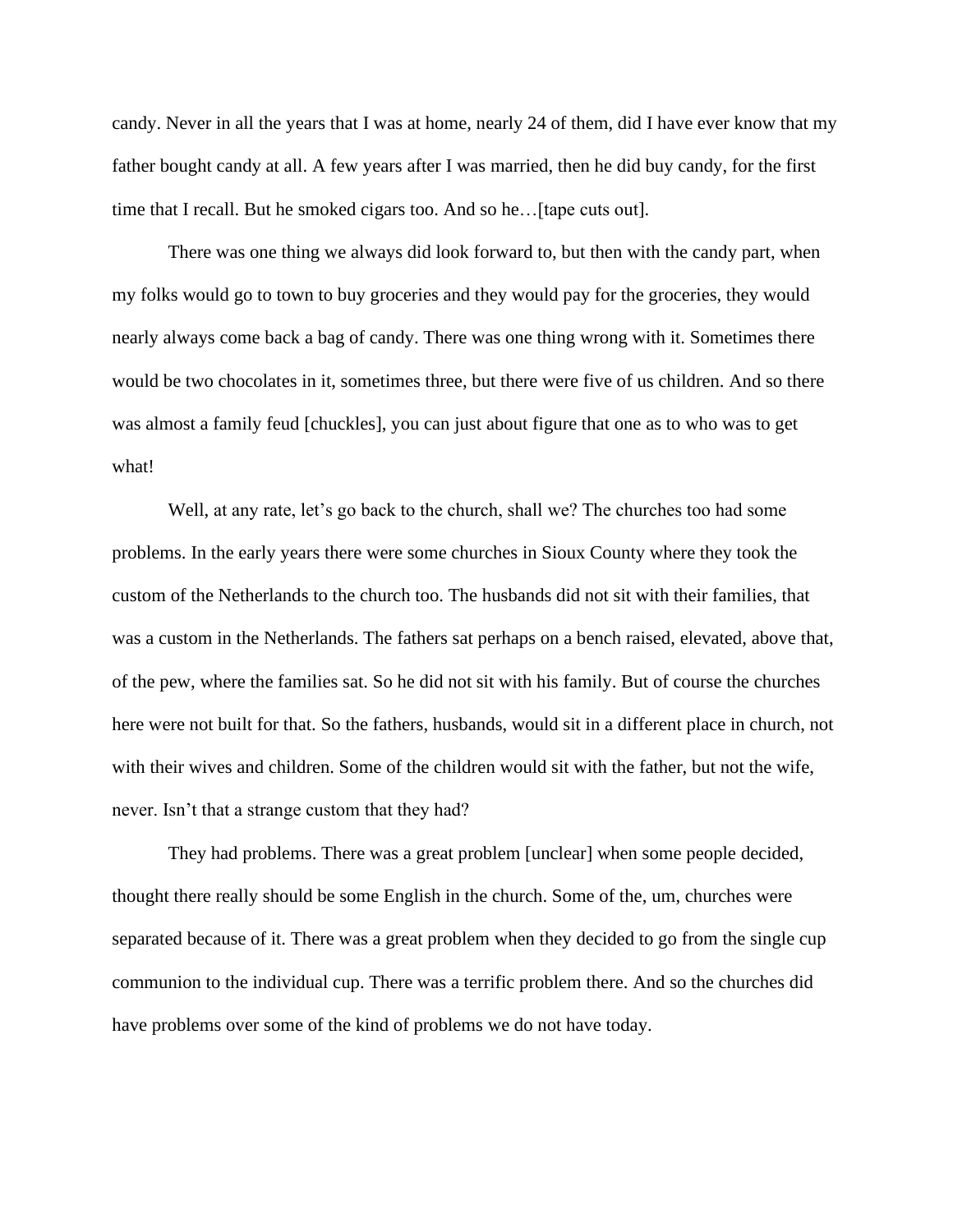candy. Never in all the years that I was at home, nearly 24 of them, did I have ever know that my father bought candy at all. A few years after I was married, then he did buy candy, for the first time that I recall. But he smoked cigars too. And so he…[tape cuts out].

There was one thing we always did look forward to, but then with the candy part, when my folks would go to town to buy groceries and they would pay for the groceries, they would nearly always come back a bag of candy. There was one thing wrong with it. Sometimes there would be two chocolates in it, sometimes three, but there were five of us children. And so there was almost a family feud [chuckles], you can just about figure that one as to who was to get what!

Well, at any rate, let's go back to the church, shall we? The churches too had some problems. In the early years there were some churches in Sioux County where they took the custom of the Netherlands to the church too. The husbands did not sit with their families, that was a custom in the Netherlands. The fathers sat perhaps on a bench raised, elevated, above that, of the pew, where the families sat. So he did not sit with his family. But of course the churches here were not built for that. So the fathers, husbands, would sit in a different place in church, not with their wives and children. Some of the children would sit with the father, but not the wife, never. Isn't that a strange custom that they had?

They had problems. There was a great problem [unclear] when some people decided, thought there really should be some English in the church. Some of the, um, churches were separated because of it. There was a great problem when they decided to go from the single cup communion to the individual cup. There was a terrific problem there. And so the churches did have problems over some of the kind of problems we do not have today.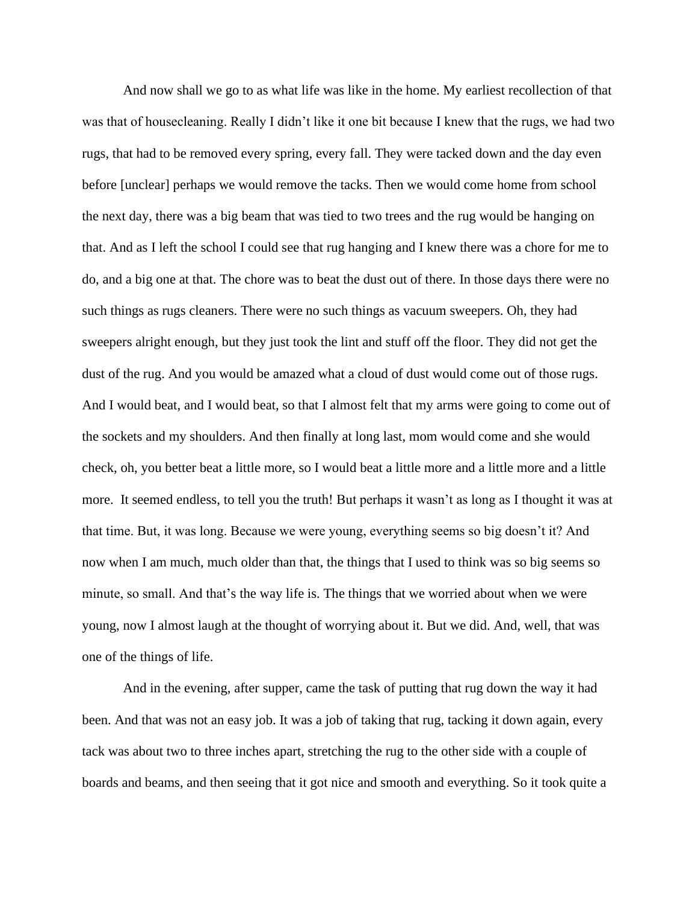And now shall we go to as what life was like in the home. My earliest recollection of that was that of housecleaning. Really I didn't like it one bit because I knew that the rugs, we had two rugs, that had to be removed every spring, every fall. They were tacked down and the day even before [unclear] perhaps we would remove the tacks. Then we would come home from school the next day, there was a big beam that was tied to two trees and the rug would be hanging on that. And as I left the school I could see that rug hanging and I knew there was a chore for me to do, and a big one at that. The chore was to beat the dust out of there. In those days there were no such things as rugs cleaners. There were no such things as vacuum sweepers. Oh, they had sweepers alright enough, but they just took the lint and stuff off the floor. They did not get the dust of the rug. And you would be amazed what a cloud of dust would come out of those rugs. And I would beat, and I would beat, so that I almost felt that my arms were going to come out of the sockets and my shoulders. And then finally at long last, mom would come and she would check, oh, you better beat a little more, so I would beat a little more and a little more and a little more. It seemed endless, to tell you the truth! But perhaps it wasn't as long as I thought it was at that time. But, it was long. Because we were young, everything seems so big doesn't it? And now when I am much, much older than that, the things that I used to think was so big seems so minute, so small. And that's the way life is. The things that we worried about when we were young, now I almost laugh at the thought of worrying about it. But we did. And, well, that was one of the things of life.

And in the evening, after supper, came the task of putting that rug down the way it had been. And that was not an easy job. It was a job of taking that rug, tacking it down again, every tack was about two to three inches apart, stretching the rug to the other side with a couple of boards and beams, and then seeing that it got nice and smooth and everything. So it took quite a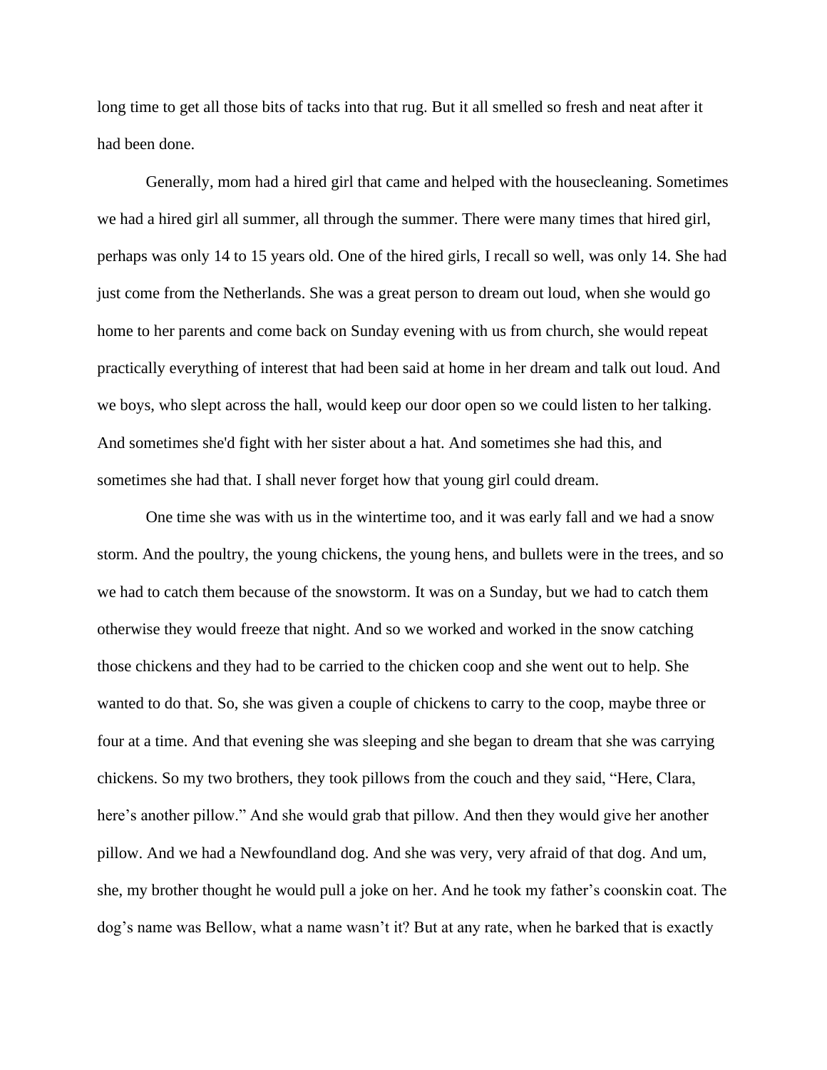long time to get all those bits of tacks into that rug. But it all smelled so fresh and neat after it had been done.

Generally, mom had a hired girl that came and helped with the housecleaning. Sometimes we had a hired girl all summer, all through the summer. There were many times that hired girl, perhaps was only 14 to 15 years old. One of the hired girls, I recall so well, was only 14. She had just come from the Netherlands. She was a great person to dream out loud, when she would go home to her parents and come back on Sunday evening with us from church, she would repeat practically everything of interest that had been said at home in her dream and talk out loud. And we boys, who slept across the hall, would keep our door open so we could listen to her talking. And sometimes she'd fight with her sister about a hat. And sometimes she had this, and sometimes she had that. I shall never forget how that young girl could dream.

One time she was with us in the wintertime too, and it was early fall and we had a snow storm. And the poultry, the young chickens, the young hens, and bullets were in the trees, and so we had to catch them because of the snowstorm. It was on a Sunday, but we had to catch them otherwise they would freeze that night. And so we worked and worked in the snow catching those chickens and they had to be carried to the chicken coop and she went out to help. She wanted to do that. So, she was given a couple of chickens to carry to the coop, maybe three or four at a time. And that evening she was sleeping and she began to dream that she was carrying chickens. So my two brothers, they took pillows from the couch and they said, "Here, Clara, here's another pillow." And she would grab that pillow. And then they would give her another pillow. And we had a Newfoundland dog. And she was very, very afraid of that dog. And um, she, my brother thought he would pull a joke on her. And he took my father's coonskin coat. The dog's name was Bellow, what a name wasn't it? But at any rate, when he barked that is exactly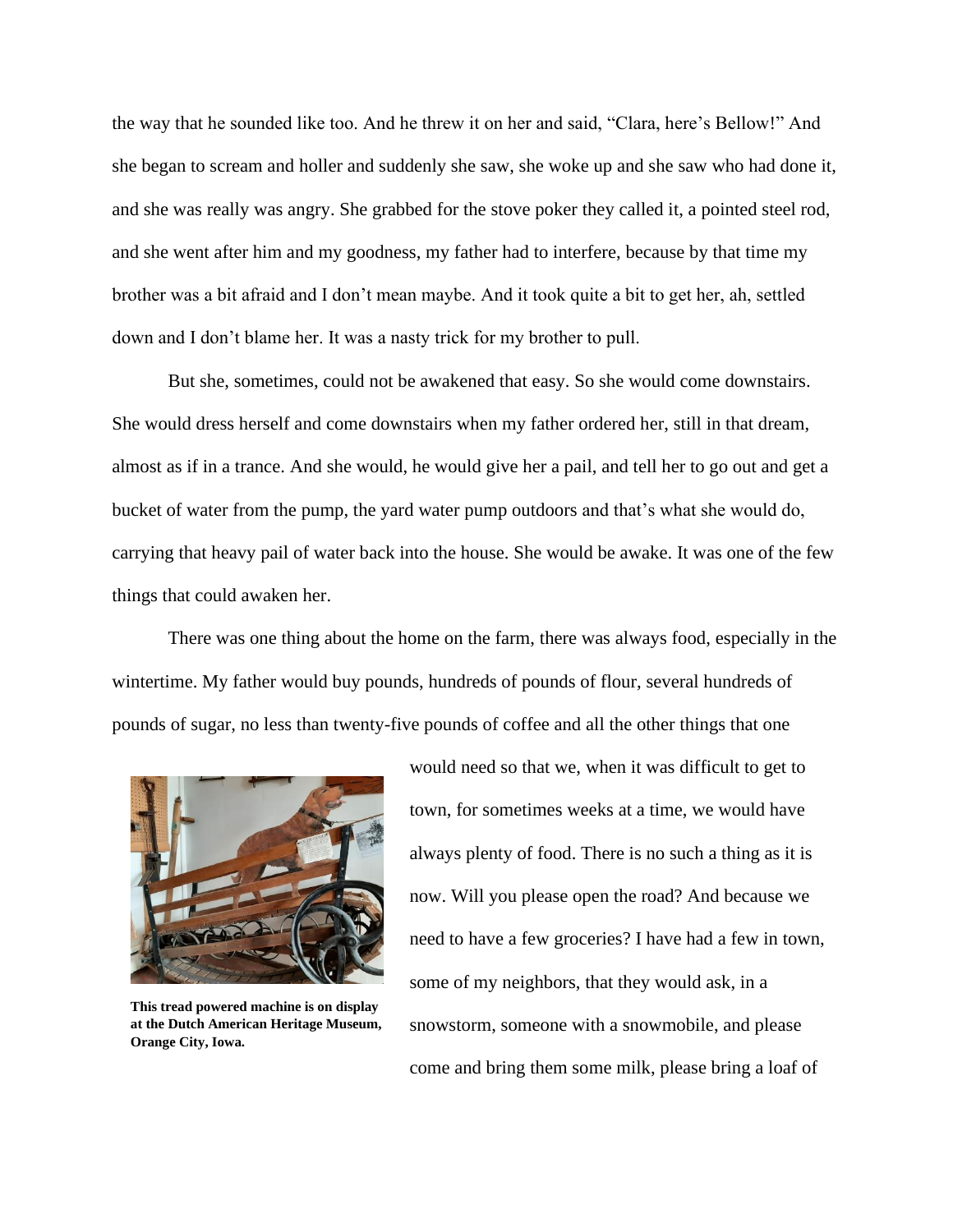the way that he sounded like too. And he threw it on her and said, "Clara, here's Bellow!" And she began to scream and holler and suddenly she saw, she woke up and she saw who had done it, and she was really was angry. She grabbed for the stove poker they called it, a pointed steel rod, and she went after him and my goodness, my father had to interfere, because by that time my brother was a bit afraid and I don't mean maybe. And it took quite a bit to get her, ah, settled down and I don't blame her. It was a nasty trick for my brother to pull.

But she, sometimes, could not be awakened that easy. So she would come downstairs. She would dress herself and come downstairs when my father ordered her, still in that dream, almost as if in a trance. And she would, he would give her a pail, and tell her to go out and get a bucket of water from the pump, the yard water pump outdoors and that's what she would do, carrying that heavy pail of water back into the house. She would be awake. It was one of the few things that could awaken her.

There was one thing about the home on the farm, there was always food, especially in the wintertime. My father would buy pounds, hundreds of pounds of flour, several hundreds of pounds of sugar, no less than twenty-five pounds of coffee and all the other things that one would need so that we, when it was difficult to get to town, for sometimes weeks at a time, we would have always plenty of food. There is no such a thing as it is now. Will you please open the road? And because we need to have a few groceries? I have had a few in town, some of my neighbors, that they would ask, in a snowstorm, someone with a snowmobile, and please come and bring them some milk, please bring a loaf of

**This tread powered machine is on display at the Dutch American Heritage Museum, Orange City, Iowa.**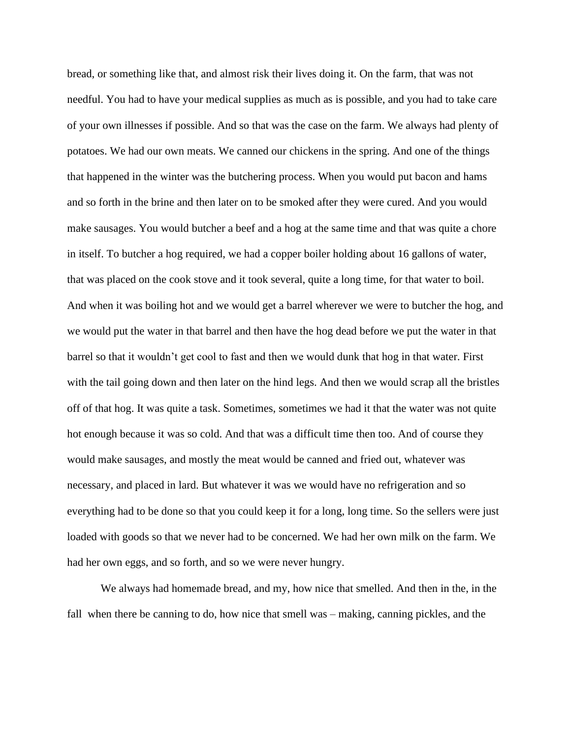bread, or something like that, and almost risk their lives doing it. On the farm, that was not needful. You had to have your medical supplies as much as is possible, and you had to take care of your own illnesses if possible. And so that was the case on the farm. We always had plenty of potatoes. We had our own meats. We canned our chickens in the spring. And one of the things that happened in the winter was the butchering process. When you would put bacon and hams and so forth in the brine and then later on to be smoked after they were cured. And you would make sausages. You would butcher a beef and a hog at the same time and that was quite a chore in itself. To butcher a hog required, we had a copper boiler holding about 16 gallons of water, that was placed on the cook stove and it took several, quite a long time, for that water to boil. And when it was boiling hot and we would get a barrel wherever we were to butcher the hog, and we would put the water in that barrel and then have the hog dead before we put the water in that barrel so that it wouldn't get cool to fast and then we would dunk that hog in that water. First with the tail going down and then later on the hind legs. And then we would scrap all the bristles off of that hog. It was quite a task. Sometimes, sometimes we had it that the water was not quite hot enough because it was so cold. And that was a difficult time then too. And of course they would make sausages, and mostly the meat would be canned and fried out, whatever was necessary, and placed in lard. But whatever it was we would have no refrigeration and so everything had to be done so that you could keep it for a long, long time. So the sellers were just loaded with goods so that we never had to be concerned. We had her own milk on the farm. We had her own eggs, and so forth, and so we were never hungry.

We always had homemade bread, and my, how nice that smelled. And then in the, in the fall when there be canning to do, how nice that smell was – making, canning pickles, and the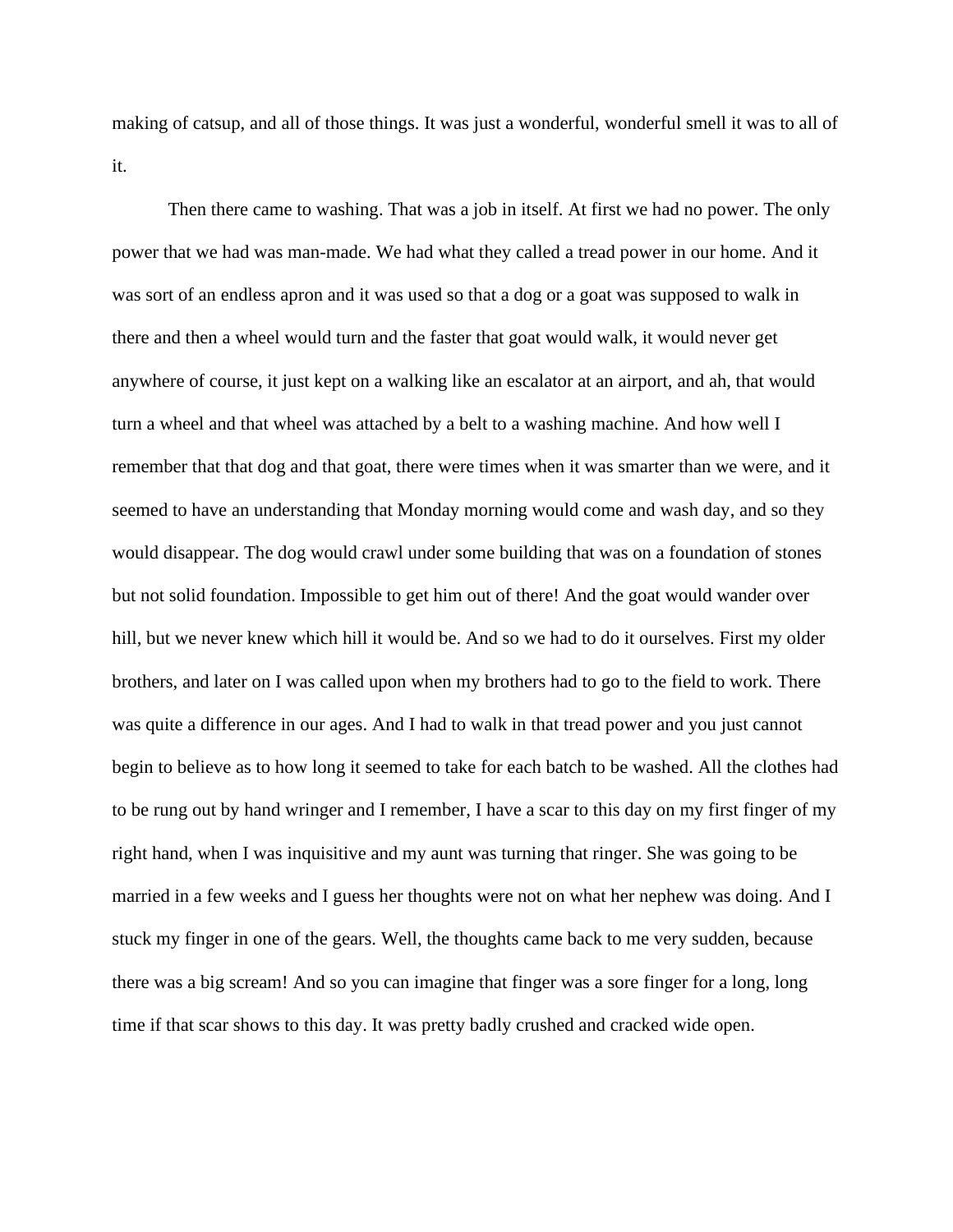making of catsup, and all of those things. It was just a wonderful, wonderful smell it was to all of it.

Then there came to washing. That was a job in itself. At first we had no power. The only power that we had was man-made. We had what they called a tread power in our home. And it was sort of an endless apron and it was used so that a dog or a goat was supposed to walk in there and then a wheel would turn and the faster that goat would walk, it would never get anywhere of course, it just kept on a walking like an escalator at an airport, and ah, that would turn a wheel and that wheel was attached by a belt to a washing machine. And how well I remember that that dog and that goat, there were times when it was smarter than we were, and it seemed to have an understanding that Monday morning would come and wash day, and so they would disappear. The dog would crawl under some building that was on a foundation of stones but not solid foundation. Impossible to get him out of there! And the goat would wander over hill, but we never knew which hill it would be. And so we had to do it ourselves. First my older brothers, and later on I was called upon when my brothers had to go to the field to work. There was quite a difference in our ages. And I had to walk in that tread power and you just cannot begin to believe as to how long it seemed to take for each batch to be washed. All the clothes had to be rung out by hand wringer and I remember, I have a scar to this day on my first finger of my right hand, when I was inquisitive and my aunt was turning that ringer. She was going to be married in a few weeks and I guess her thoughts were not on what her nephew was doing. And I stuck my finger in one of the gears. Well, the thoughts came back to me very sudden, because there was a big scream! And so you can imagine that finger was a sore finger for a long, long time if that scar shows to this day. It was pretty badly crushed and cracked wide open.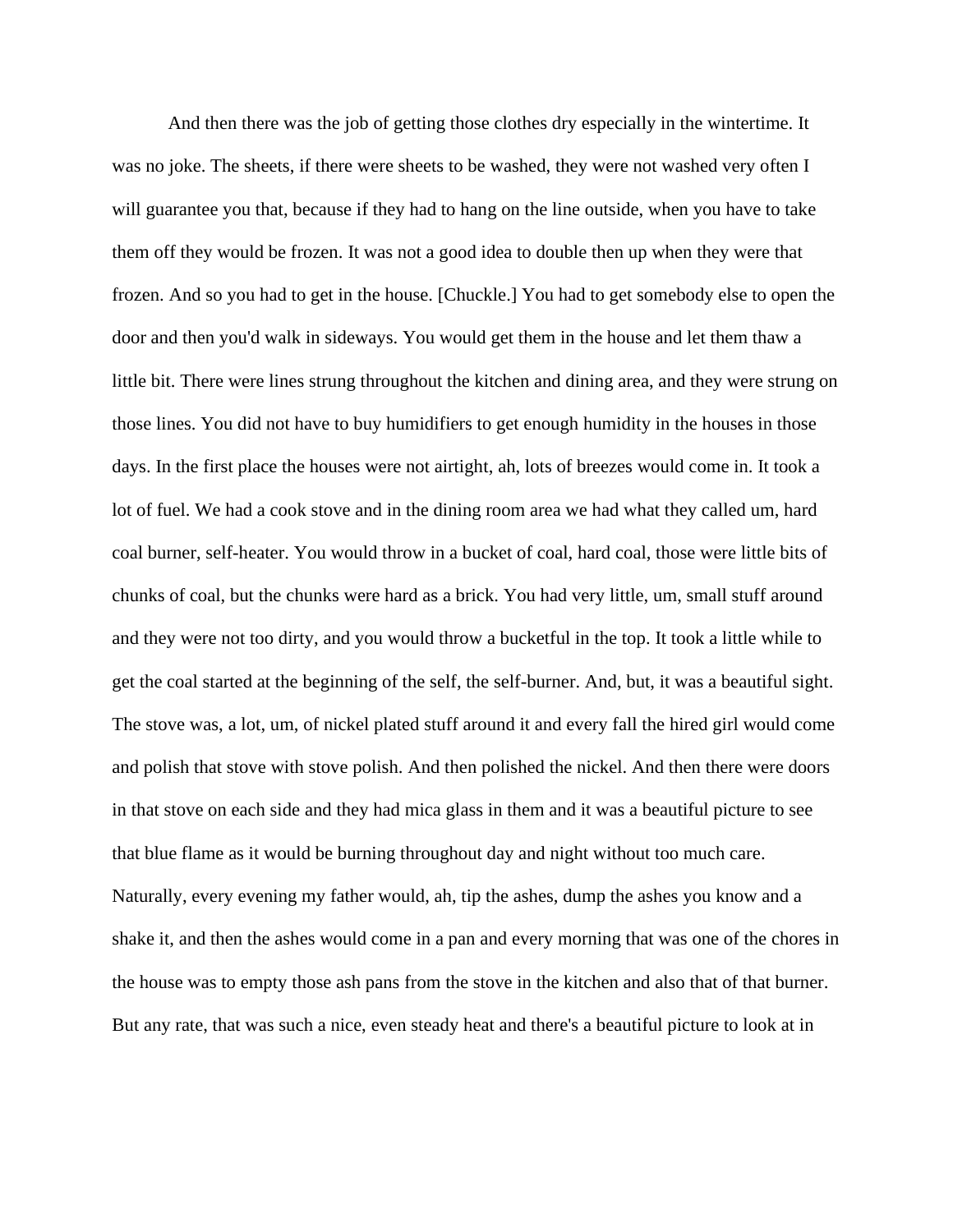And then there was the job of getting those clothes dry especially in the wintertime. It was no joke. The sheets, if there were sheets to be washed, they were not washed very often I will guarantee you that, because if they had to hang on the line outside, when you have to take them off they would be frozen. It was not a good idea to double then up when they were that frozen. And so you had to get in the house. [Chuckle.] You had to get somebody else to open the door and then you'd walk in sideways. You would get them in the house and let them thaw a little bit. There were lines strung throughout the kitchen and dining area, and they were strung on those lines. You did not have to buy humidifiers to get enough humidity in the houses in those days. In the first place the houses were not airtight, ah, lots of breezes would come in. It took a lot of fuel. We had a cook stove and in the dining room area we had what they called um, hard coal burner, self-heater. You would throw in a bucket of coal, hard coal, those were little bits of chunks of coal, but the chunks were hard as a brick. You had very little, um, small stuff around and they were not too dirty, and you would throw a bucketful in the top. It took a little while to get the coal started at the beginning of the self, the self-burner. And, but, it was a beautiful sight. The stove was, a lot, um, of nickel plated stuff around it and every fall the hired girl would come and polish that stove with stove polish. And then polished the nickel. And then there were doors in that stove on each side and they had mica glass in them and it was a beautiful picture to see that blue flame as it would be burning throughout day and night without too much care. Naturally, every evening my father would, ah, tip the ashes, dump the ashes you know and a shake it, and then the ashes would come in a pan and every morning that was one of the chores in the house was to empty those ash pans from the stove in the kitchen and also that of that burner. But any rate, that was such a nice, even steady heat and there's a beautiful picture to look at in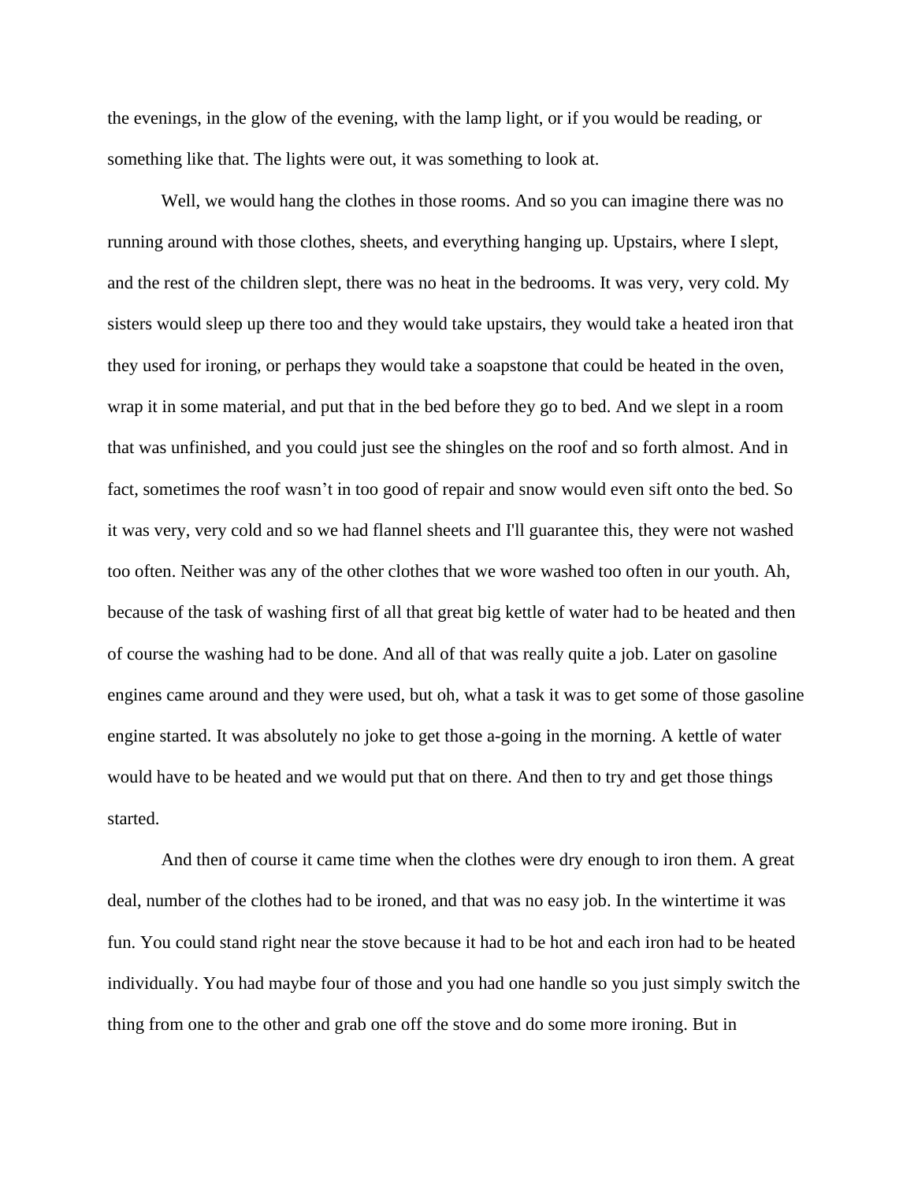the evenings, in the glow of the evening, with the lamp light, or if you would be reading, or something like that. The lights were out, it was something to look at.

Well, we would hang the clothes in those rooms. And so you can imagine there was no running around with those clothes, sheets, and everything hanging up. Upstairs, where I slept, and the rest of the children slept, there was no heat in the bedrooms. It was very, very cold. My sisters would sleep up there too and they would take upstairs, they would take a heated iron that they used for ironing, or perhaps they would take a soapstone that could be heated in the oven, wrap it in some material, and put that in the bed before they go to bed. And we slept in a room that was unfinished, and you could just see the shingles on the roof and so forth almost. And in fact, sometimes the roof wasn't in too good of repair and snow would even sift onto the bed. So it was very, very cold and so we had flannel sheets and I'll guarantee this, they were not washed too often. Neither was any of the other clothes that we wore washed too often in our youth. Ah, because of the task of washing first of all that great big kettle of water had to be heated and then of course the washing had to be done. And all of that was really quite a job. Later on gasoline engines came around and they were used, but oh, what a task it was to get some of those gasoline engine started. It was absolutely no joke to get those a-going in the morning. A kettle of water would have to be heated and we would put that on there. And then to try and get those things started.

And then of course it came time when the clothes were dry enough to iron them. A great deal, number of the clothes had to be ironed, and that was no easy job. In the wintertime it was fun. You could stand right near the stove because it had to be hot and each iron had to be heated individually. You had maybe four of those and you had one handle so you just simply switch the thing from one to the other and grab one off the stove and do some more ironing. But in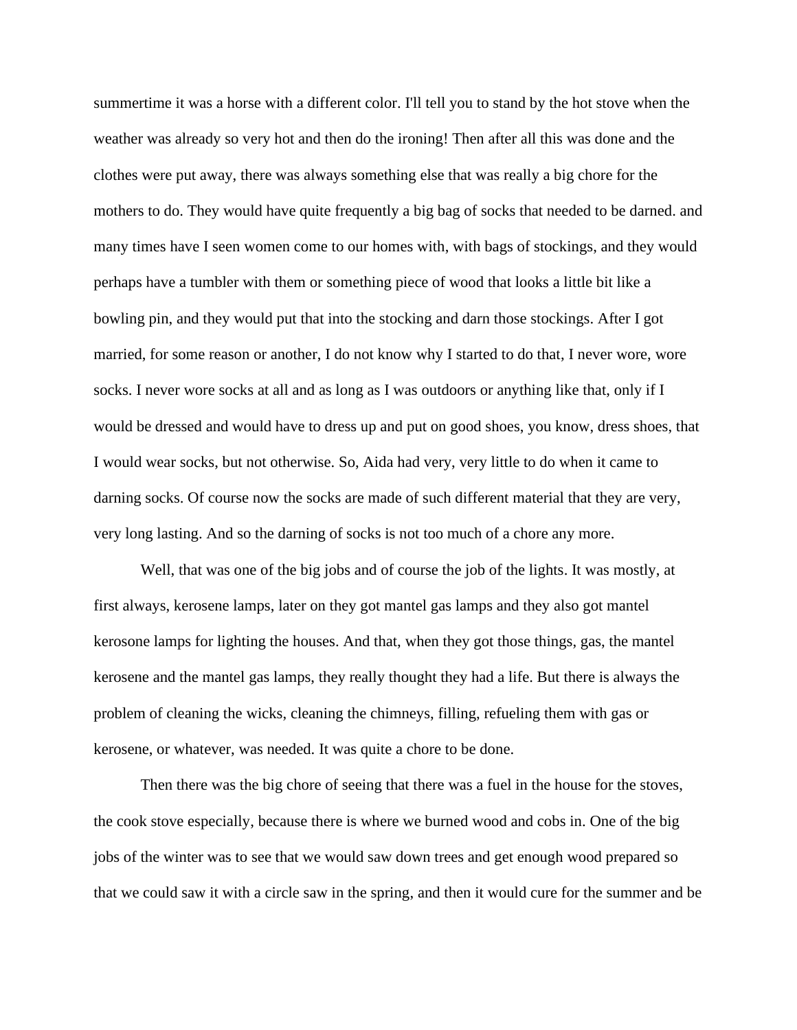summertime it was a horse with a different color. I'll tell you to stand by the hot stove when the weather was already so very hot and then do the ironing! Then after all this was done and the clothes were put away, there was always something else that was really a big chore for the mothers to do. They would have quite frequently a big bag of socks that needed to be darned. and many times have I seen women come to our homes with, with bags of stockings, and they would perhaps have a tumbler with them or something piece of wood that looks a little bit like a bowling pin, and they would put that into the stocking and darn those stockings. After I got married, for some reason or another, I do not know why I started to do that, I never wore, wore socks. I never wore socks at all and as long as I was outdoors or anything like that, only if I would be dressed and would have to dress up and put on good shoes, you know, dress shoes, that I would wear socks, but not otherwise. So, Aida had very, very little to do when it came to darning socks. Of course now the socks are made of such different material that they are very, very long lasting. And so the darning of socks is not too much of a chore any more.

Well, that was one of the big jobs and of course the job of the lights. It was mostly, at first always, kerosene lamps, later on they got mantel gas lamps and they also got mantel kerosone lamps for lighting the houses. And that, when they got those things, gas, the mantel kerosene and the mantel gas lamps, they really thought they had a life. But there is always the problem of cleaning the wicks, cleaning the chimneys, filling, refueling them with gas or kerosene, or whatever, was needed. It was quite a chore to be done.

Then there was the big chore of seeing that there was a fuel in the house for the stoves, the cook stove especially, because there is where we burned wood and cobs in. One of the big jobs of the winter was to see that we would saw down trees and get enough wood prepared so that we could saw it with a circle saw in the spring, and then it would cure for the summer and be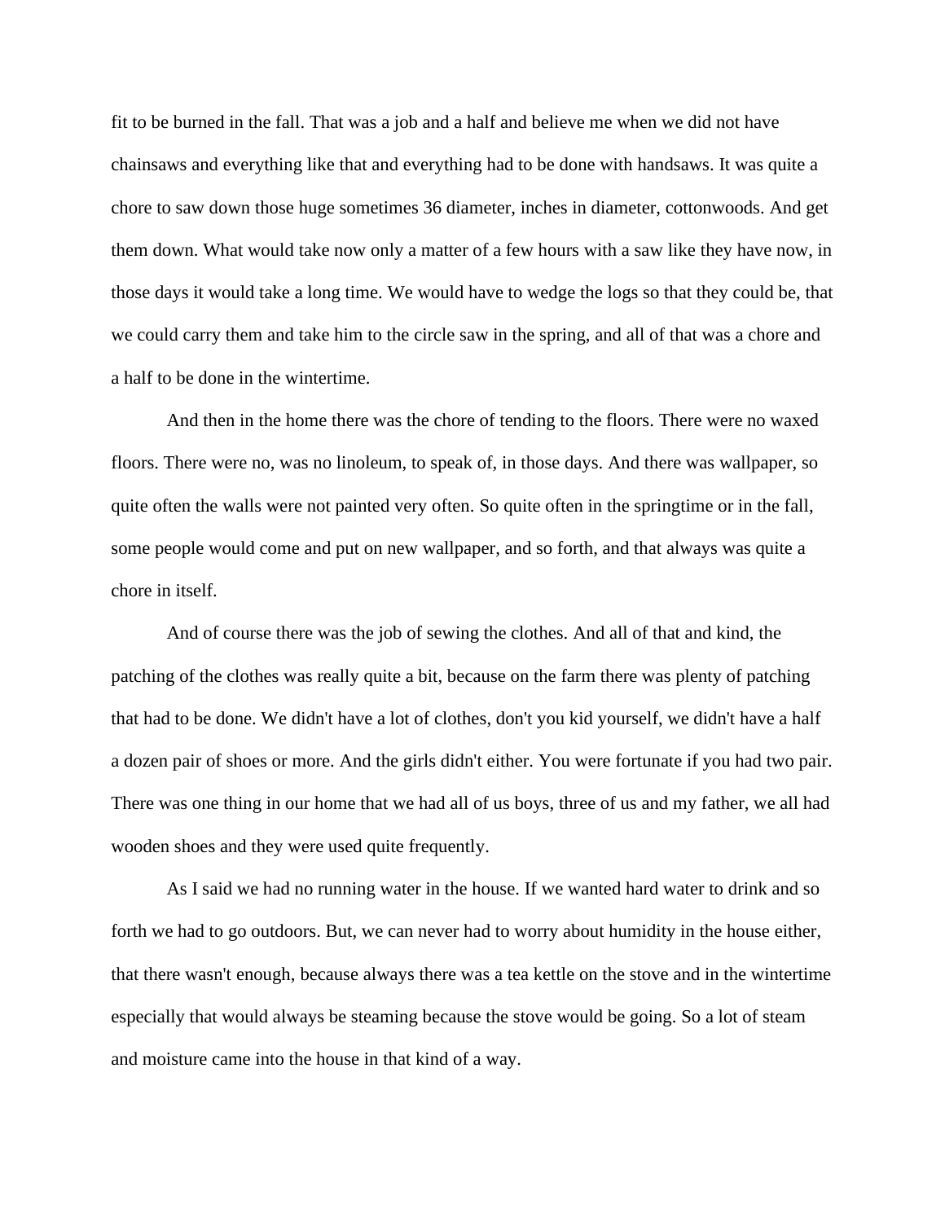fit to be burned in the fall. That was a job and a half and believe me when we did not have chainsaws and everything like that and everything had to be done with handsaws. It was quite a chore to saw down those huge sometimes 36 diameter, inches in diameter, cottonwoods. And get them down. What would take now only a matter of a few hours with a saw like they have now, in those days it would take a long time. We would have to wedge the logs so that they could be, that we could carry them and take him to the circle saw in the spring, and all of that was a chore and a half to be done in the wintertime.

And then in the home there was the chore of tending to the floors. There were no waxed floors. There were no, was no linoleum, to speak of, in those days. And there was wallpaper, so quite often the walls were not painted very often. So quite often in the springtime or in the fall, some people would come and put on new wallpaper, and so forth, and that always was quite a chore in itself.

And of course there was the job of sewing the clothes. And all of that and kind, the patching of the clothes was really quite a bit, because on the farm there was plenty of patching that had to be done. We didn't have a lot of clothes, don't you kid yourself, we didn't have a half a dozen pair of shoes or more. And the girls didn't either. You were fortunate if you had two pair. There was one thing in our home that we had all of us boys, three of us and my father, we all had wooden shoes and they were used quite frequently.

As I said we had no running water in the house. If we wanted hard water to drink and so forth we had to go outdoors. But, we can never had to worry about humidity in the house either, that there wasn't enough, because always there was a tea kettle on the stove and in the wintertime especially that would always be steaming because the stove would be going. So a lot of steam and moisture came into the house in that kind of a way.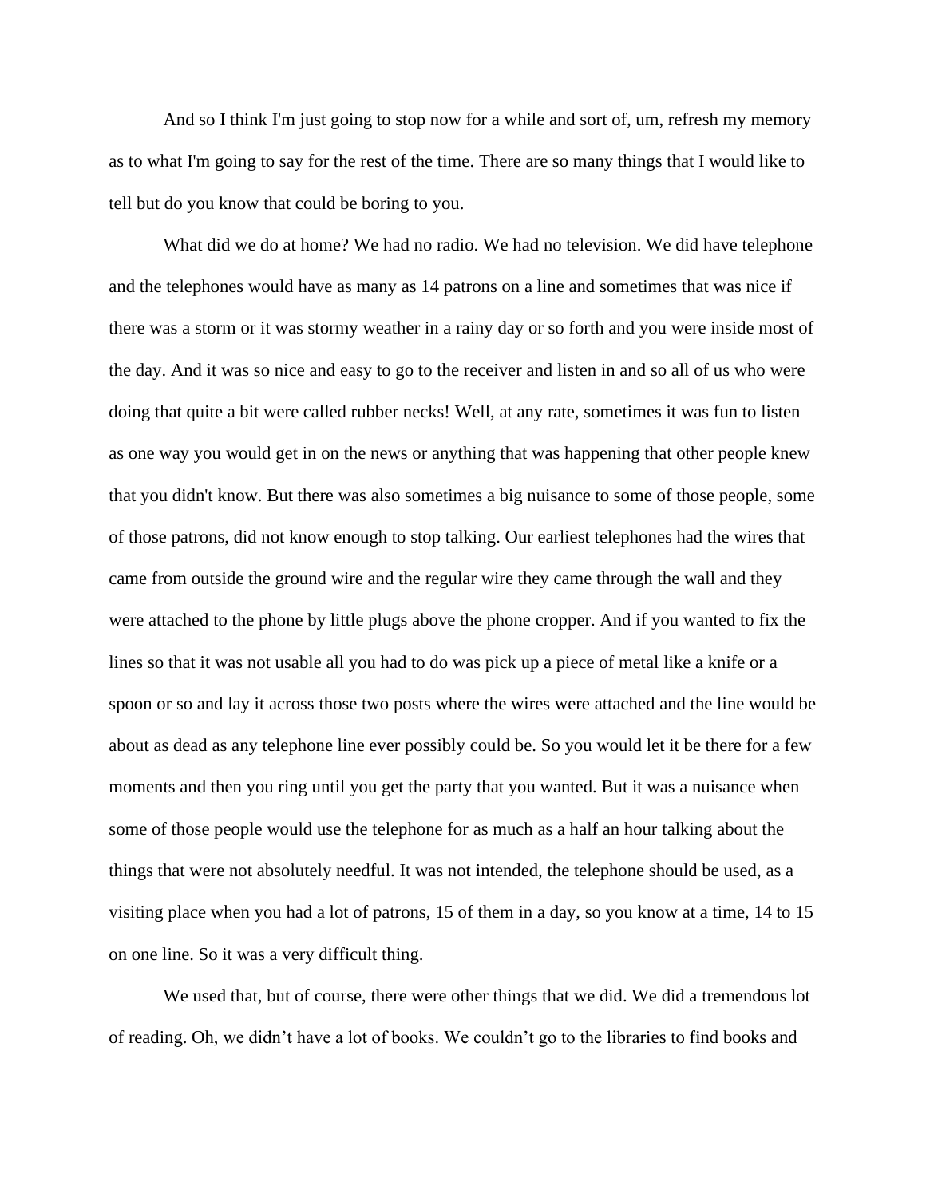And so I think I'm just going to stop now for a while and sort of, um, refresh my memory as to what I'm going to say for the rest of the time. There are so many things that I would like to tell but do you know that could be boring to you.

What did we do at home? We had no radio. We had no television. We did have telephone and the telephones would have as many as 14 patrons on a line and sometimes that was nice if there was a storm or it was stormy weather in a rainy day or so forth and you were inside most of the day. And it was so nice and easy to go to the receiver and listen in and so all of us who were doing that quite a bit were called rubber necks! Well, at any rate, sometimes it was fun to listen as one way you would get in on the news or anything that was happening that other people knew that you didn't know. But there was also sometimes a big nuisance to some of those people, some of those patrons, did not know enough to stop talking. Our earliest telephones had the wires that came from outside the ground wire and the regular wire they came through the wall and they were attached to the phone by little plugs above the phone cropper. And if you wanted to fix the lines so that it was not usable all you had to do was pick up a piece of metal like a knife or a spoon or so and lay it across those two posts where the wires were attached and the line would be about as dead as any telephone line ever possibly could be. So you would let it be there for a few moments and then you ring until you get the party that you wanted. But it was a nuisance when some of those people would use the telephone for as much as a half an hour talking about the things that were not absolutely needful. It was not intended, the telephone should be used, as a visiting place when you had a lot of patrons, 15 of them in a day, so you know at a time, 14 to 15 on one line. So it was a very difficult thing.

We used that, but of course, there were other things that we did. We did a tremendous lot of reading. Oh, we didn't have a lot of books. We couldn't go to the libraries to find books and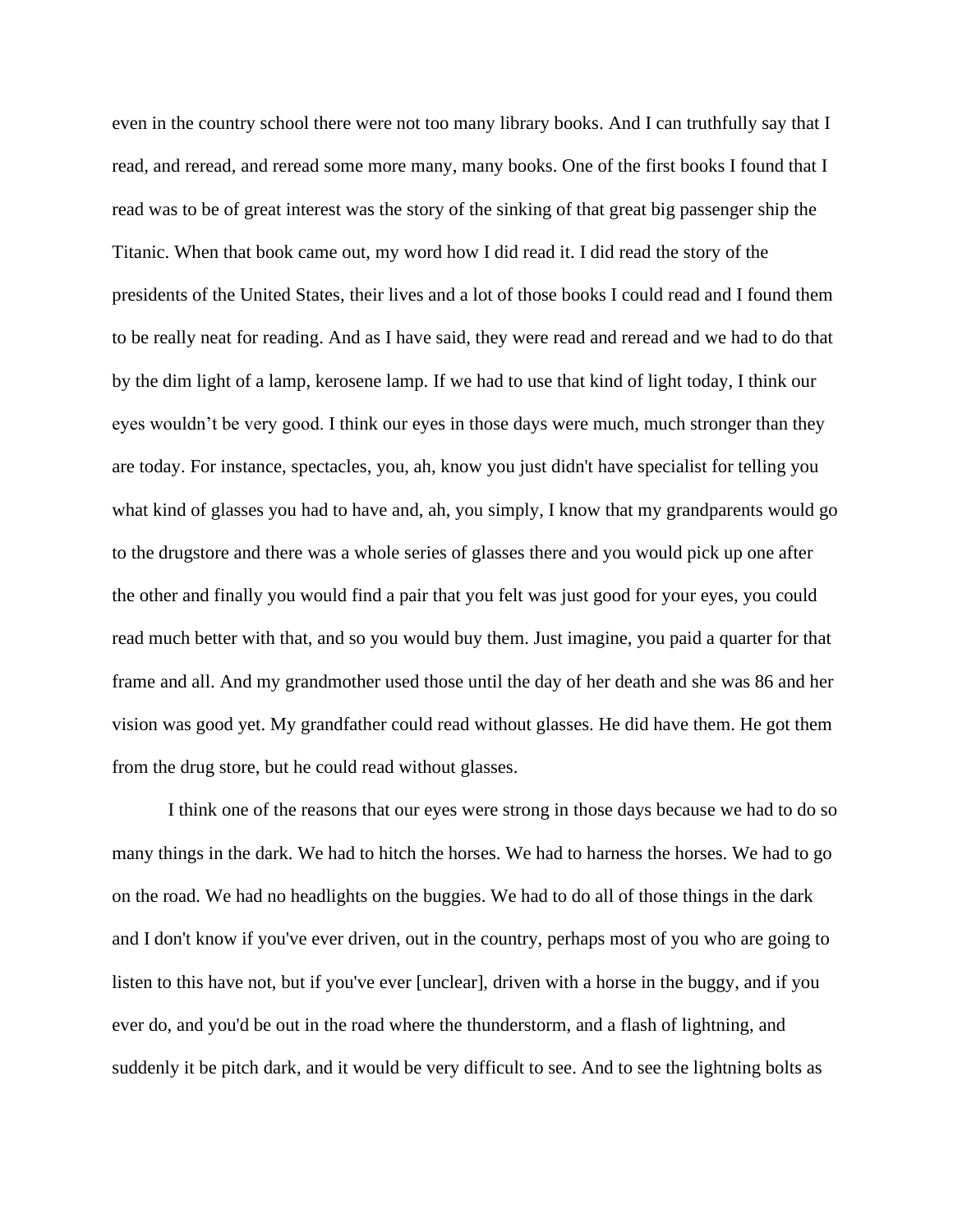even in the country school there were not too many library books. And I can truthfully say that I read, and reread, and reread some more many, many books. One of the first books I found that I read was to be of great interest was the story of the sinking of that great big passenger ship the Titanic. When that book came out, my word how I did read it. I did read the story of the presidents of the United States, their lives and a lot of those books I could read and I found them to be really neat for reading. And as I have said, they were read and reread and we had to do that by the dim light of a lamp, kerosene lamp. If we had to use that kind of light today, I think our eyes wouldn't be very good. I think our eyes in those days were much, much stronger than they are today. For instance, spectacles, you, ah, know you just didn't have specialist for telling you what kind of glasses you had to have and, ah, you simply, I know that my grandparents would go to the drugstore and there was a whole series of glasses there and you would pick up one after the other and finally you would find a pair that you felt was just good for your eyes, you could read much better with that, and so you would buy them. Just imagine, you paid a quarter for that frame and all. And my grandmother used those until the day of her death and she was 86 and her vision was good yet. My grandfather could read without glasses. He did have them. He got them from the drug store, but he could read without glasses.

I think one of the reasons that our eyes were strong in those days because we had to do so many things in the dark. We had to hitch the horses. We had to harness the horses. We had to go on the road. We had no headlights on the buggies. We had to do all of those things in the dark and I don't know if you've ever driven, out in the country, perhaps most of you who are going to listen to this have not, but if you've ever [unclear], driven with a horse in the buggy, and if you ever do, and you'd be out in the road where the thunderstorm, and a flash of lightning, and suddenly it be pitch dark, and it would be very difficult to see. And to see the lightning bolts as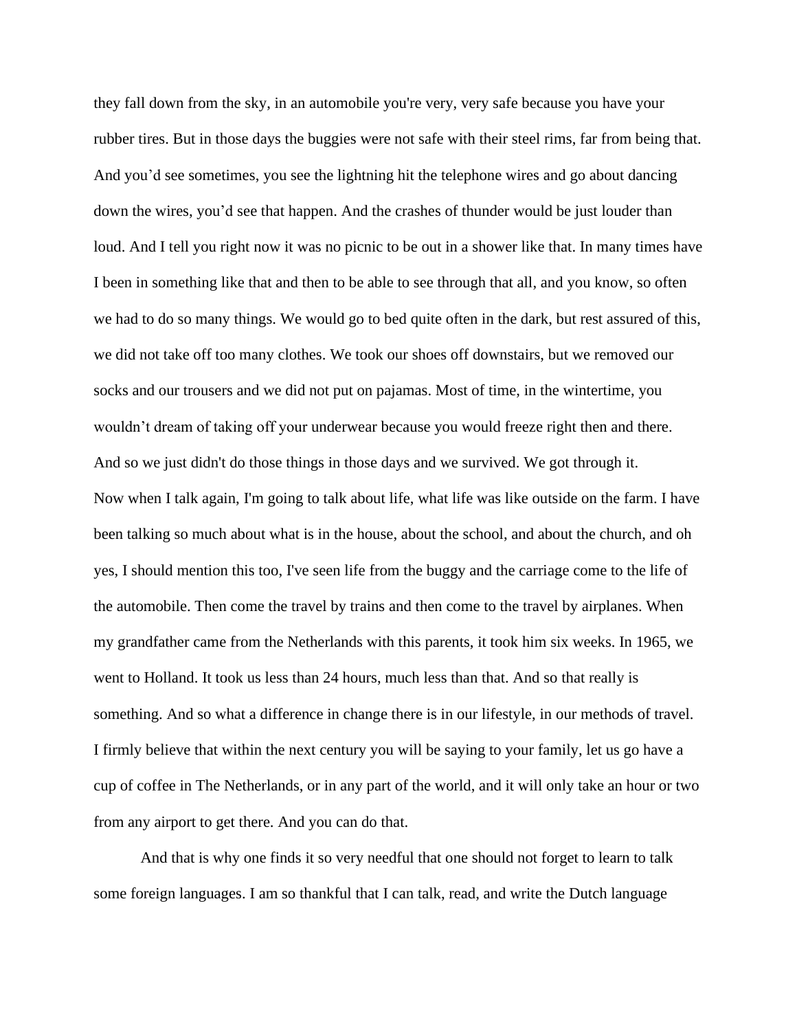they fall down from the sky, in an automobile you're very, very safe because you have your rubber tires. But in those days the buggies were not safe with their steel rims, far from being that. And you'd see sometimes, you see the lightning hit the telephone wires and go about dancing down the wires, you'd see that happen. And the crashes of thunder would be just louder than loud. And I tell you right now it was no picnic to be out in a shower like that. In many times have I been in something like that and then to be able to see through that all, and you know, so often we had to do so many things. We would go to bed quite often in the dark, but rest assured of this, we did not take off too many clothes. We took our shoes off downstairs, but we removed our socks and our trousers and we did not put on pajamas. Most of time, in the wintertime, you wouldn't dream of taking off your underwear because you would freeze right then and there. And so we just didn't do those things in those days and we survived. We got through it.

Now when I talk again, I'm going to talk about life, what life was like outside on the farm. I have been talking so much about what is in the house, about the school, and about the church, and oh yes, I should mention this too, I've seen life from the buggy and the carriage come to the life of the automobile. Then come the travel by trains and then come to the travel by airplanes. When my grandfather came from the Netherlands with this parents, it took him six weeks. In 1965, we went to Holland. It took us less than 24 hours, much less than that. And so that really is something. And so what a difference in change there is in our lifestyle, in our methods of travel. I firmly believe that within the next century you will be saying to your family, let us go have a cup of coffee in The Netherlands, or in any part of the world, and it will only take an hour or two from any airport to get there. And you can do that.

And that is why one finds it so very needful that one should not forget to learn to talk some foreign languages. I am so thankful that I can talk, read, and write the Dutch language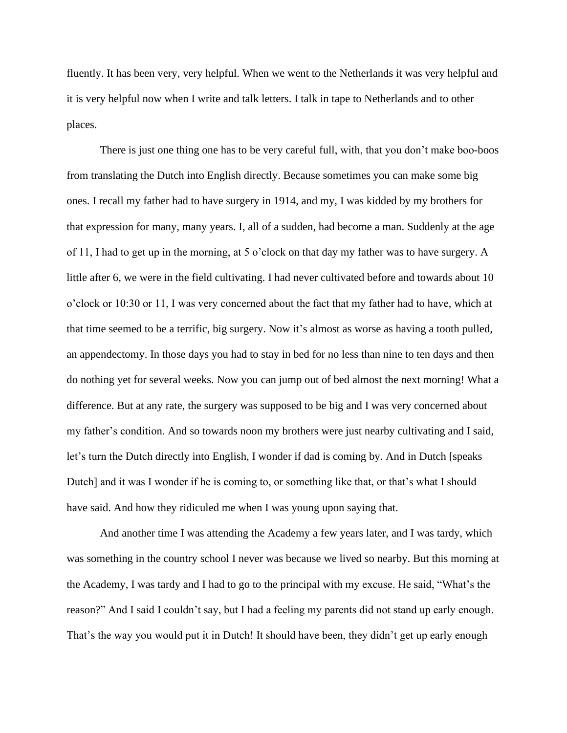fluently. It has been very, very helpful. When we went to the Netherlands it was very helpful and it is very helpful now when I write and talk letters. I talk in tape to Netherlands and to other places.

There is just one thing one has to be very careful full, with, that you don't make boo-boos from translating the Dutch into English directly. Because sometimes you can make some big ones. I recall my father had to have surgery in 1914, and my, I was kidded by my brothers for that expression for many, many years. I, all of a sudden, had become a man. Suddenly at the age of 11, I had to get up in the morning, at 5 o'clock on that day my father was to have surgery. A little after 6, we were in the field cultivating. I had never cultivated before and towards about 10 o'clock or 10:30 or 11, I was very concerned about the fact that my father had to have, which at that time seemed to be a terrific, big surgery. Now it's almost as worse as having a tooth pulled, an appendectomy. In those days you had to stay in bed for no less than nine to ten days and then do nothing yet for several weeks. Now you can jump out of bed almost the next morning! What a difference. But at any rate, the surgery was supposed to be big and I was very concerned about my father's condition. And so towards noon my brothers were just nearby cultivating and I said, let's turn the Dutch directly into English, I wonder if dad is coming by. And in Dutch [speaks Dutch] and it was I wonder if he is coming to, or something like that, or that's what I should have said. And how they ridiculed me when I was young upon saying that.

And another time I was attending the Academy a few years later, and I was tardy, which was something in the country school I never was because we lived so nearby. But this morning at the Academy, I was tardy and I had to go to the principal with my excuse. He said, "What's the reason?" And I said I couldn't say, but I had a feeling my parents did not stand up early enough. That's the way you would put it in Dutch! It should have been, they didn't get up early enough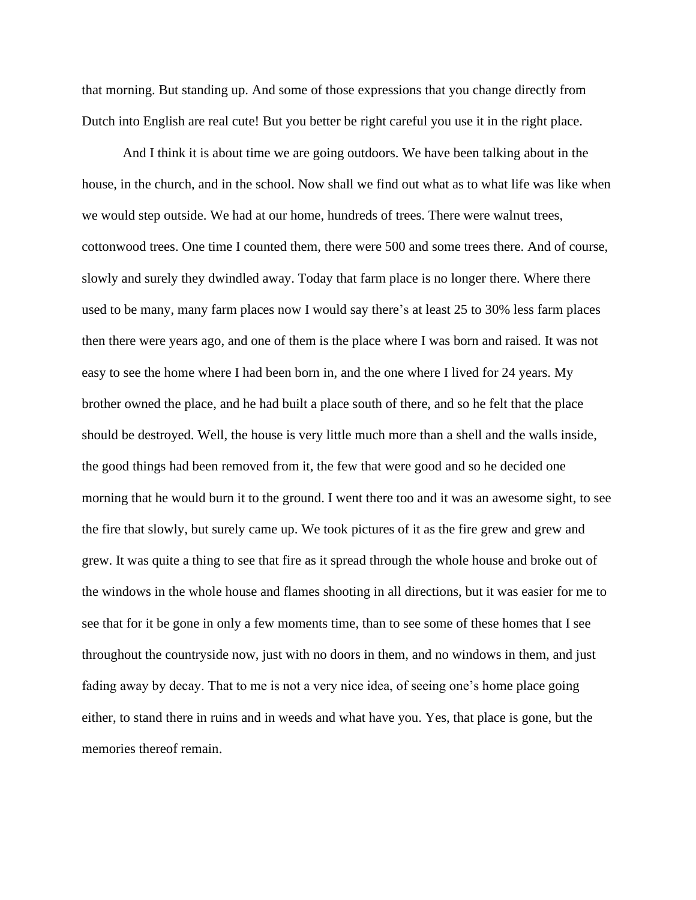that morning. But standing up. And some of those expressions that you change directly from Dutch into English are real cute! But you better be right careful you use it in the right place.

And I think it is about time we are going outdoors. We have been talking about in the house, in the church, and in the school. Now shall we find out what as to what life was like when we would step outside. We had at our home, hundreds of trees. There were walnut trees, cottonwood trees. One time I counted them, there were 500 and some trees there. And of course, slowly and surely they dwindled away. Today that farm place is no longer there. Where there used to be many, many farm places now I would say there's at least 25 to 30% less farm places then there were years ago, and one of them is the place where I was born and raised. It was not easy to see the home where I had been born in, and the one where I lived for 24 years. My brother owned the place, and he had built a place south of there, and so he felt that the place should be destroyed. Well, the house is very little much more than a shell and the walls inside, the good things had been removed from it, the few that were good and so he decided one morning that he would burn it to the ground. I went there too and it was an awesome sight, to see the fire that slowly, but surely came up. We took pictures of it as the fire grew and grew and grew. It was quite a thing to see that fire as it spread through the whole house and broke out of the windows in the whole house and flames shooting in all directions, but it was easier for me to see that for it be gone in only a few moments time, than to see some of these homes that I see throughout the countryside now, just with no doors in them, and no windows in them, and just fading away by decay. That to me is not a very nice idea, of seeing one's home place going either, to stand there in ruins and in weeds and what have you. Yes, that place is gone, but the memories thereof remain.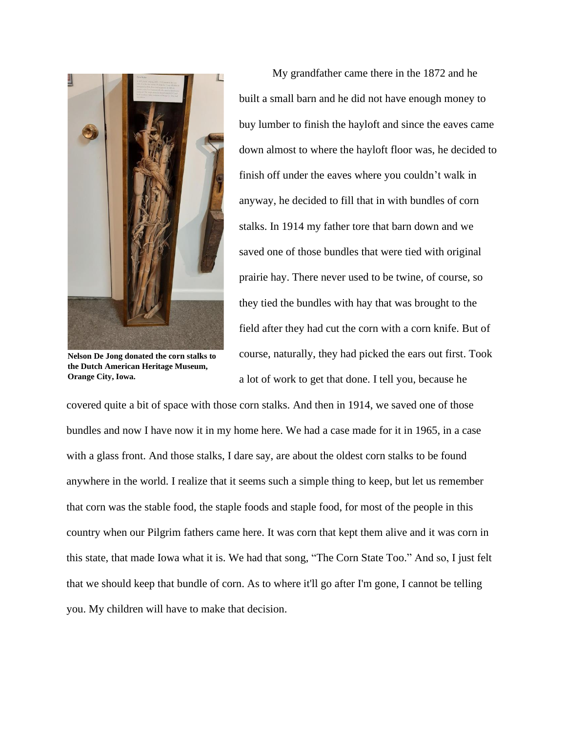Nelson De Jong donated the corn stalks to the Dutch American Heritage Museum, Orange City, Iowa.

My grandfather came there in the 1872 and he built a small barn and he did not have enough money to buy lumber to finish the hayloft and since the eaves came down almost to where the hayloft floor was, he decided to finish off under the eaves where you couldn't walk in anyway, he decided to fill that in with bundles of corn stalks. In 1914 my father tore that barn down and we saved one of those bundles that were tied with original prairie hay. There never used to be twine, of course, so they tied the bundles with hay that was brought to the field after they had cut the corn with a corn knife. But of course, naturally, they had picked the ears out first. Took a lot of work to get that done. I tell you, because he covered quite a bit of space with those corn stalks. And then in 1914, we saved one of those bundles and now I have now it in my home here. We had a case made for it in 1965, in a case with a glass front. And those stalks, I dare say, are about the oldest corn stalks to be found anywhere in the world. I realize that it seems such a simple thing to keep, but let us remember that corn was the stable food, the staple foods and staple food, for most of the people in this country when our Pilgrim fathers came here. It was corn that kept them alive and it was corn in this state, that made Iowa what it is. We had that song, "The Corn State Too." And so, I just felt that we should keep that bundle of corn. As to where it'll go after I'm gone, I cannot be telling you. My children will have to make that decision.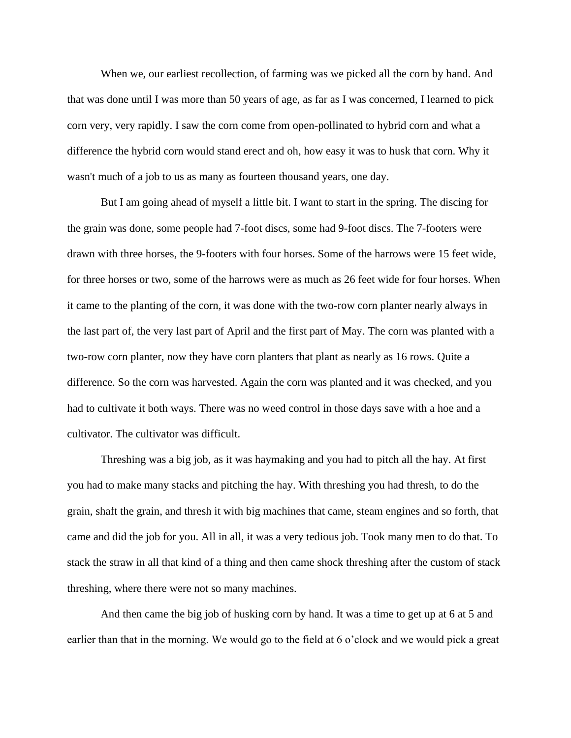When we, our earliest recollection, of farming was we picked all the corn by hand. And that was done until I was more than 50 years of age, as far as I was concerned, I learned to pick corn very, very rapidly. I saw the corn come from open-pollinated to hybrid corn and what a difference the hybrid corn would stand erect and oh, how easy it was to husk that corn. Why it wasn't much of a job to us as many as fourteen thousand years, one day.

But I am going ahead of myself a little bit. I want to start in the spring. The discing for the grain was done, some people had 7-foot discs, some had 9-foot discs. The 7-footers were drawn with three horses, the 9-footers with four horses. Some of the harrows were 15 feet wide, for three horses or two, some of the harrows were as much as 26 feet wide for four horses. When it came to the planting of the corn, it was done with the two-row corn planter nearly always in the last part of, the very last part of April and the first part of May. The corn was planted with a two-row corn planter, now they have corn planters that plant as nearly as 16 rows. Quite a difference. So the corn was harvested. Again the corn was planted and it was checked, and you had to cultivate it both ways. There was no weed control in those days save with a hoe and a cultivator. The cultivator was difficult.

Threshing was a big job, as it was haymaking and you had to pitch all the hay. At first you had to make many stacks and pitching the hay. With threshing you had thresh, to do the grain, shaft the grain, and thresh it with big machines that came, steam engines and so forth, that came and did the job for you. All in all, it was a very tedious job. Took many men to do that. To stack the straw in all that kind of a thing and then came shock threshing after the custom of stack threshing, where there were not so many machines.

And then came the big job of husking corn by hand. It was a time to get up at 6 at 5 and earlier than that in the morning. We would go to the field at 6 o'clock and we would pick a great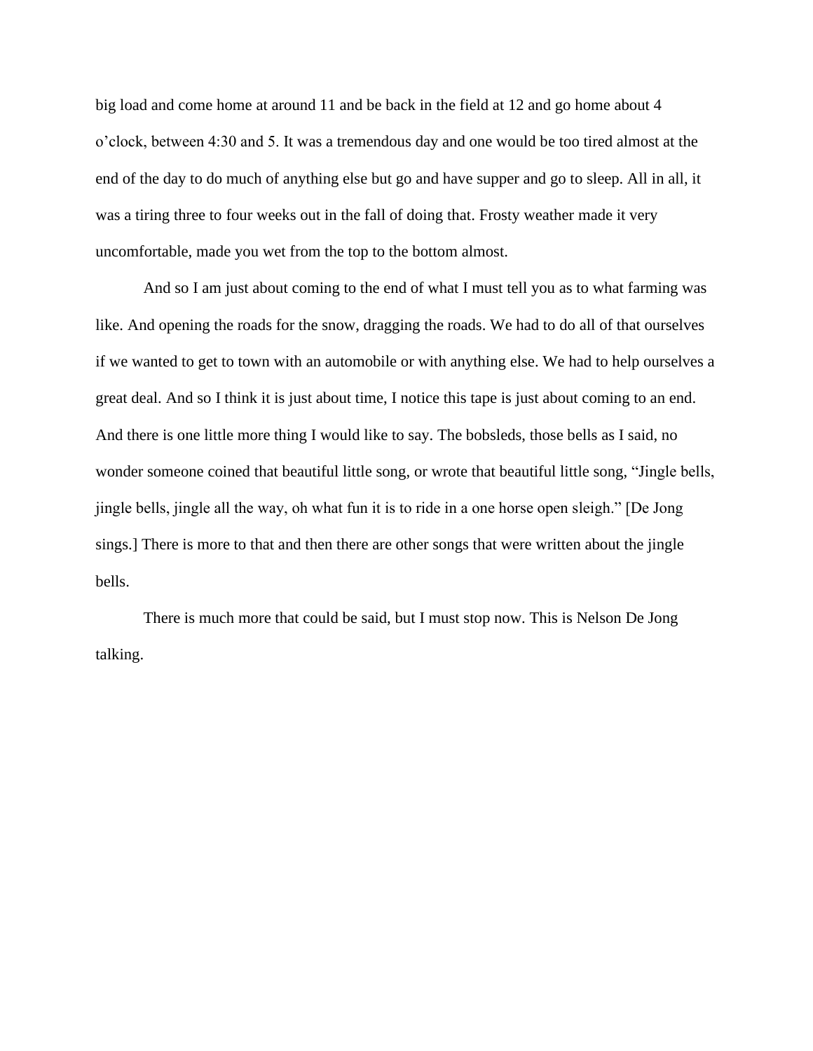big load and come home at around 11 and be back in the field at 12 and go home about 4 o'clock, between 4:30 and 5. It was a tremendous day and one would be too tired almost at the end of the day to do much of anything else but go and have supper and go to sleep. All in all, it was a tiring three to four weeks out in the fall of doing that. Frosty weather made it very uncomfortable, made you wet from the top to the bottom almost.

And so I am just about coming to the end of what I must tell you as to what farming was like. And opening the roads for the snow, dragging the roads. We had to do all of that ourselves if we wanted to get to town with an automobile or with anything else. We had to help ourselves a great deal. And so I think it is just about time, I notice this tape is just about coming to an end. And there is one little more thing I would like to say. The bobsleds, those bells as I said, no wonder someone coined that beautiful little song, or wrote that beautiful little song, "Jingle bells, jingle bells, jingle all the way, oh what fun it is to ride in a one horse open sleigh." [De Jong sings.] There is more to that and then there are other songs that were written about the jingle bells.

There is much more that could be said, but I must stop now. This is Nelson De Jong talking.